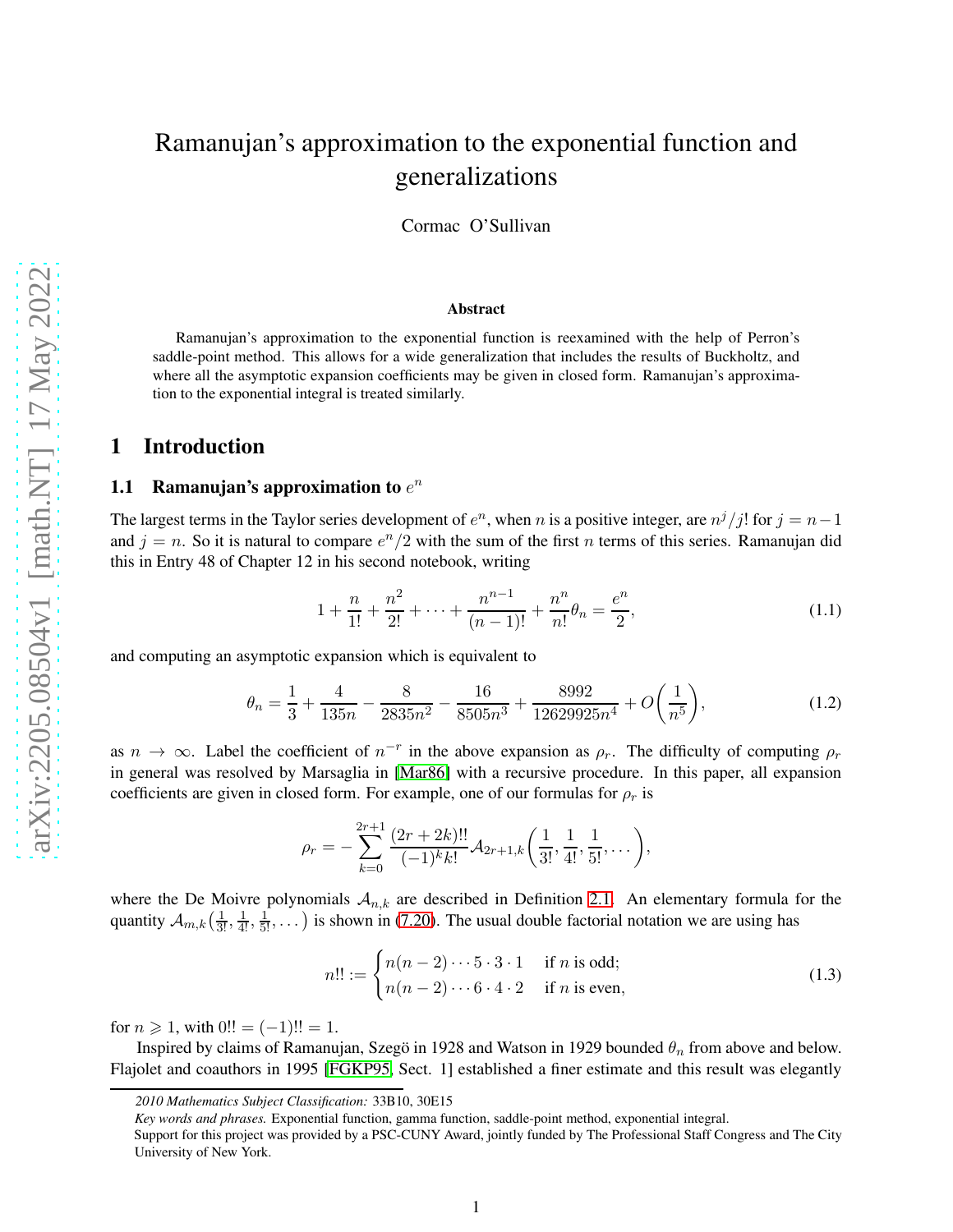# Ramanujan's approximation to the exponential function and generalizations

Cormac O'Sullivan

### Abstract

Ramanujan's approximation to the exponential function is reexamined with the help of Perron's saddle-point method. This allows for a wide generalization that includes the results of Buckholtz, and where all the asymptotic expansion coefficients may be given in closed form. Ramanujan's approximation to the exponential integral is treated similarly.

## 1 Introduction

### 1.1 Ramanujan's approximation to $e^n$

The largest terms in the Taylor series development of $e^n$, when $n$ is a positive integer, are $n^j/j!$ for $j = n-1$ and $j = n$. So it is natural to compare $e^n/2$ with the sum of the first $n$ terms of this series. Ramanujan did this in Entry 48 of Chapter 12 in his second notebook, writing

$$1 + \frac{n}{1!} + \frac{n^2}{2!} + \cdots + \frac{n^{n-1}}{(n-1)!} + \frac{n^n}{n!}\theta_n = \frac{e^n}{2}, \tag{1.1}$$

and computing an asymptotic expansion which is equivalent to

$$\theta_n = \frac{1}{3} + \frac{4}{135n} - \frac{8}{2835n^2} - \frac{16}{8505n^3} + \frac{8992}{12629925n^4} + O\left(\frac{1}{n^5}\right), \tag{1.2}$$

as $n \to \infty$. Label the coefficient of $n^{-r}$ in the above expansion as $\rho_r$. The difficulty of computing $\rho_r$ in general was resolved by Marsaglia in [Mar86] with a recursive procedure. In this paper, all expansion coefficients are given in closed form. For example, one of our formulas for $\rho_r$ is

$$\rho_r = -\sum_{k=0}^{2r+1} \frac{(2r+2k)!!}{(-1)^k k!} \mathcal{A}_{2r+1,k}\left(\frac{1}{3!}, \frac{1}{4!}, \frac{1}{5!}, \dots\right),$$

where the De Moivre polynomials $\mathcal{A}_{n,k}$ are described in Definition 2.1. An elementary formula for the quantity $\mathcal{A}_{m,k}\left(\frac{1}{3!}, \frac{1}{4!}, \frac{1}{5!}, \dots\right)$ is shown in (7.20). The usual double factorial notation we are using has

$$n!! := \begin{cases} n(n-2)\cdots 5 \cdot 3 \cdot 1 & \text{if } n \text{ is odd;} \\ n(n-2)\cdots 6 \cdot 4 \cdot 2 & \text{if } n \text{ is even,} \end{cases} \tag{1.3}$$

for $n \geqslant 1$, with $0!! = (-1)!! = 1$.

Inspired by claims of Ramanujan, Szegö in 1928 and Watson in 1929 bounded $\theta_n$ from above and below. Flajolet and coauthors in 1995 [FGKP95, Sect. 1] established a finer estimate and this result was elegantly

---

*2010 Mathematics Subject Classification:* 33B10, 30E15

*Key words and phrases.* Exponential function, gamma function, saddle-point method, exponential integral.

Support for this project was provided by a PSC-CUNY Award, jointly funded by The Professional Staff Congress and The City University of New York.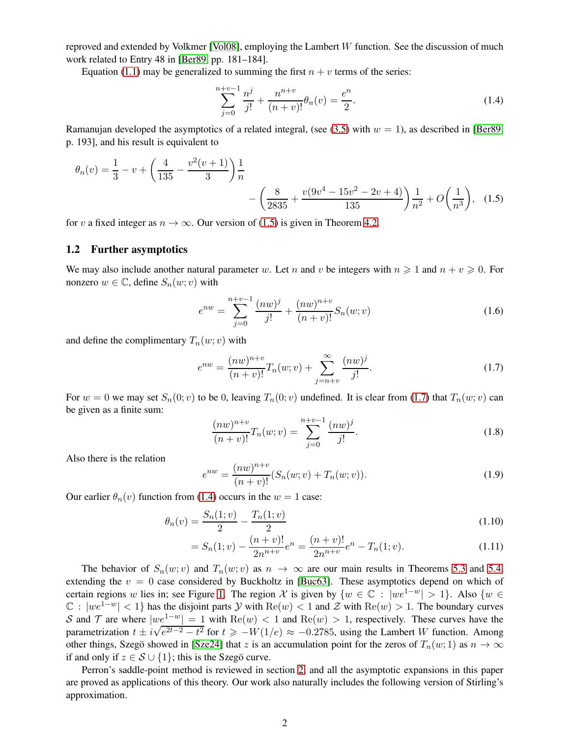reproved and extended by Volkmer [Vol08], employing the Lambert $W$ function. See the discussion of much work related to Entry 48 in [Ber89, pp. 181–184].

Equation (1.1) may be generalized to summing the first $n+v$ terms of the series:

$$\sum_{j=0}^{n+v-1} \frac{n^j}{j!} + \frac{n^{n+v}}{(n+v)!}\theta_n(v) = \frac{e^n}{2}. \tag{1.4}$$

Ramanujan developed the asymptotics of a related integral, (see (3.5) with $w=1$), as described in [Ber89, p. 193], and his result is equivalent to

$$\theta_n(v) = \frac{1}{3} - v + \left(\frac{4}{135} - \frac{v^2(v+1)}{3}\right)\frac{1}{n} - \left(\frac{8}{2835} + \frac{v(9v^4-15v^2-2v+4)}{135}\right)\frac{1}{n^2} + O\left(\frac{1}{n^3}\right), \tag{1.5}$$

for $v$ a fixed integer as $n \to \infty$. Our version of (1.5) is given in Theorem 4.2.

## 1.2 Further asymptotics

We may also include another natural parameter $w$. Let $n$ and $v$ be integers with $n \geqslant 1$ and $n+v \geqslant 0$. For nonzero $w \in \mathbb{C}$, define $S_n(w;v)$ with

$$e^{nw} = \sum_{j=0}^{n+v-1} \frac{(nw)^j}{j!} + \frac{(nw)^{n+v}}{(n+v)!} S_n(w;v) \tag{1.6}$$

and define the complimentary $T_n(w;v)$ with

$$e^{nw} = \frac{(nw)^{n+v}}{(n+v)!} T_n(w;v) + \sum_{j=n+v}^{\infty} \frac{(nw)^j}{j!}. \tag{1.7}$$

For $w=0$ we may set $S_n(0;v)$ to be 0, leaving $T_n(0;v)$ undefined. It is clear from (1.7) that $T_n(w;v)$ can be given as a finite sum:

$$\frac{(nw)^{n+v}}{(n+v)!} T_n(w;v) = \sum_{j=0}^{n+v-1} \frac{(nw)^j}{j!}. \tag{1.8}$$

Also there is the relation

$$e^{nw} = \frac{(nw)^{n+v}}{(n+v)!}(S_n(w;v) + T_n(w;v)). \tag{1.9}$$

Our earlier $\theta_n(v)$ function from (1.4) occurs in the $w=1$ case:

$$\theta_n(v) = \frac{S_n(1;v)}{2} - \frac{T_n(1;v)}{2} \tag{1.10}$$

$$= S_n(1;v) - \frac{(n+v)!}{2n^{n+v}}e^n = \frac{(n+v)!}{2n^{n+v}}e^n - T_n(1;v). \tag{1.11}$$

The behavior of $S_n(w;v)$ and $T_n(w;v)$ as $n \to \infty$ are our main results in Theorems 5.3 and 5.4, extending the $v=0$ case considered by Buckholtz in [Buc63]. These asymptotics depend on which of certain regions $w$ lies in; see Figure 1. The region $\mathcal{X}$ is given by $\{w \in \mathbb{C} : |we^{1-w}| > 1\}$. Also $\{w \in \mathbb{C} : |we^{1-w}| < 1\}$ has the disjoint parts $\mathcal{Y}$ with $\mathrm{Re}(w) < 1$ and $\mathcal{Z}$ with $\mathrm{Re}(w) > 1$. The boundary curves $\mathcal{S}$ and $\mathcal{T}$ are where $|we^{1-w}| = 1$ with $\mathrm{Re}(w) < 1$ and $\mathrm{Re}(w) > 1$, respectively. These curves have the parametrization $t \pm i\sqrt{e^{2t-2} - t^2}$ for $t \geqslant -W(1/e) \approx -0.2785$, using the Lambert $W$ function. Among other things, Szegö showed in [Sze24] that $z$ is an accumulation point for the zeros of $T_n(w;1)$ as $n \to \infty$ if and only if $z \in \mathcal{S} \cup \{1\}$; this is the Szegö curve.

Perron's saddle-point method is reviewed in section 2, and all the asymptotic expansions in this paper are proved as applications of this theory. Our work also naturally includes the following version of Stirling's approximation.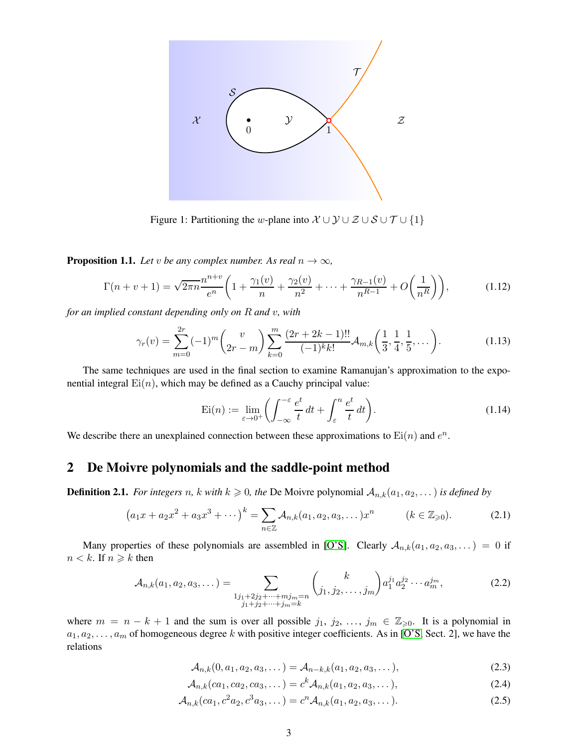Figure 1: Partitioning the $w$-plane into $\mathcal{X} \cup \mathcal{Y} \cup \mathcal{Z} \cup \mathcal{S} \cup \mathcal{T} \cup \{1\}$

**Proposition 1.1.** *Let $v$ be any complex number. As real $n \to \infty$,*

$$\Gamma(n+v+1) = \sqrt{2\pi n}\frac{n^{n+v}}{e^n}\left(1 + \frac{\gamma_1(v)}{n} + \frac{\gamma_2(v)}{n^2} + \cdots + \frac{\gamma_{R-1}(v)}{n^{R-1}} + O\left(\frac{1}{n^R}\right)\right), \tag{1.12}$$

*for an implied constant depending only on $R$ and $v$, with*

$$\gamma_r(v) = \sum_{m=0}^{2r} (-1)^m \binom{v}{2r-m} \sum_{k=0}^{m} \frac{(2r+2k-1)!!}{(-1)^k k!} \mathcal{A}_{m,k}\left(\frac{1}{3}, \frac{1}{4}, \frac{1}{5}, \dots\right). \tag{1.13}$$

The same techniques are used in the final section to examine Ramanujan's approximation to the exponential integral $\mathrm{Ei}(n)$, which may be defined as a Cauchy principal value:

$$\mathrm{Ei}(n) := \lim_{\varepsilon \to 0^+} \left( \int_{-\infty}^{-\varepsilon} \frac{e^t}{t}\, dt + \int_{\varepsilon}^{n} \frac{e^t}{t}\, dt \right). \tag{1.14}$$

We describe there an unexplained connection between these approximations to $\mathrm{Ei}(n)$ and $e^n$.

## 2 De Moivre polynomials and the saddle-point method

**Definition 2.1.** *For integers $n$, $k$ with $k \geqslant 0$, the* De Moivre polynomial *$\mathcal{A}_{n,k}(a_1, a_2, \dots)$ is defined by*

$$\left(a_1 x + a_2 x^2 + a_3 x^3 + \cdots\right)^k = \sum_{n \in \mathbb{Z}} \mathcal{A}_{n,k}(a_1, a_2, a_3, \dots) x^n \qquad (k \in \mathbb{Z}_{\geqslant 0}). \tag{2.1}$$

Many properties of these polynomials are assembled in [O'S]. Clearly $\mathcal{A}_{n,k}(a_1, a_2, a_3, \dots) = 0$ if $n < k$. If $n \geqslant k$ then

$$\mathcal{A}_{n,k}(a_1, a_2, a_3, \dots) = \sum_{\substack{1j_1 + 2j_2 + \cdots + mj_m = n \\ j_1 + j_2 + \cdots + j_m = k}} \binom{k}{j_1, j_2, \dots, j_m} a_1^{j_1} a_2^{j_2} \cdots a_m^{j_m}, \tag{2.2}$$

where $m = n - k + 1$ and the sum is over all possible $j_1, j_2, \dots, j_m \in \mathbb{Z}_{\geqslant 0}$. It is a polynomial in $a_1, a_2, \dots, a_m$ of homogeneous degree $k$ with positive integer coefficients. As in [O'S, Sect. 2], we have the relations

$$\mathcal{A}_{n,k}(0, a_1, a_2, a_3, \dots) = \mathcal{A}_{n-k,k}(a_1, a_2, a_3, \dots), \tag{2.3}$$

$$\mathcal{A}_{n,k}(ca_1, ca_2, ca_3, \dots) = c^k \mathcal{A}_{n,k}(a_1, a_2, a_3, \dots), \tag{2.4}$$

$$\mathcal{A}_{n,k}(ca_1, c^2 a_2, c^3 a_3, \dots) = c^n \mathcal{A}_{n,k}(a_1, a_2, a_3, \dots). \tag{2.5}$$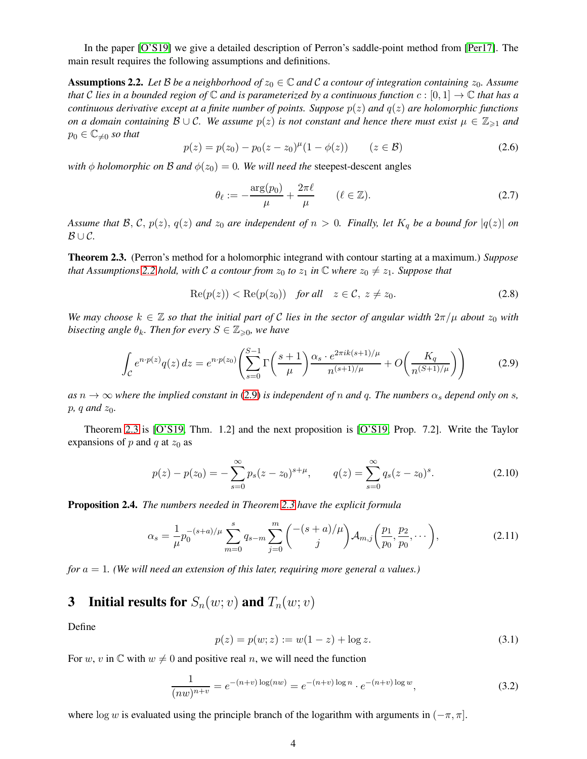In the paper [O'S19] we give a detailed description of Perron's saddle-point method from [Per17]. The main result requires the following assumptions and definitions.

**Assumptions 2.2.** *Let $\mathcal{B}$ be a neighborhood of $z_0 \in \mathbb{C}$ and $\mathcal{C}$ a contour of integration containing $z_0$. Assume that $\mathcal{C}$ lies in a bounded region of $\mathbb{C}$ and is parameterized by a continuous function $c : [0, 1] \to \mathbb{C}$ that has a continuous derivative except at a finite number of points. Suppose $p(z)$ and $q(z)$ are holomorphic functions on a domain containing $\mathcal{B} \cup \mathcal{C}$. We assume $p(z)$ is not constant and hence there must exist $\mu \in \mathbb{Z}_{\geqslant 1}$ and $p_0 \in \mathbb{C}_{\neq 0}$ so that*

$$p(z) = p(z_0) - p_0(z - z_0)^{\mu}(1 - \phi(z)) \qquad (z \in \mathcal{B}) \tag{2.6}$$

*with $\phi$ holomorphic on $\mathcal{B}$ and $\phi(z_0) = 0$. We will need the* steepest-descent angles

$$\theta_\ell := -\frac{\arg(p_0)}{\mu} + \frac{2\pi \ell}{\mu} \qquad (\ell \in \mathbb{Z}). \tag{2.7}$$

*Assume that $\mathcal{B}$, $\mathcal{C}$, $p(z)$, $q(z)$ and $z_0$ are independent of $n > 0$. Finally, let $K_q$ be a bound for $|q(z)|$ on $\mathcal{B} \cup \mathcal{C}$.*

**Theorem 2.3.** (Perron's method for a holomorphic integrand with contour starting at a maximum.) *Suppose that Assumptions 2.2 hold, with $\mathcal{C}$ a contour from $z_0$ to $z_1$ in $\mathbb{C}$ where $z_0 \neq z_1$. Suppose that*

$$\operatorname{Re}(p(z)) < \operatorname{Re}(p(z_0)) \quad \text{for all} \quad z \in \mathcal{C},\ z \neq z_0. \tag{2.8}$$

*We may choose $k \in \mathbb{Z}$ so that the initial part of $\mathcal{C}$ lies in the sector of angular width $2\pi/\mu$ about $z_0$ with bisecting angle $\theta_k$. Then for every $S \in \mathbb{Z}_{\geqslant 0}$, we have*

$$\int_{\mathcal{C}} e^{n \cdot p(z)} q(z)\, dz = e^{n \cdot p(z_0)} \left( \sum_{s=0}^{S-1} \Gamma\left(\frac{s+1}{\mu}\right) \frac{\alpha_s \cdot e^{2\pi i k(s+1)/\mu}}{n^{(s+1)/\mu}} + O\left(\frac{K_q}{n^{(S+1)/\mu}}\right)\right) \tag{2.9}$$

*as $n \to \infty$ where the implied constant in (2.9) is independent of $n$ and $q$. The numbers $\alpha_s$ depend only on $s$, $p$, $q$ and $z_0$.*

Theorem 2.3 is [O'S19, Thm. 1.2] and the next proposition is [O'S19, Prop. 7.2]. Write the Taylor expansions of $p$ and $q$ at $z_0$ as

$$p(z) - p(z_0) = -\sum_{s=0}^{\infty} p_s (z - z_0)^{s+\mu}, \qquad q(z) = \sum_{s=0}^{\infty} q_s (z - z_0)^s. \tag{2.10}$$

**Proposition 2.4.** *The numbers needed in Theorem 2.3 have the explicit formula*

$$\alpha_s = \frac{1}{\mu} p_0^{-(s+a)/\mu} \sum_{m=0}^{s} q_{s-m} \sum_{j=0}^{m} \binom{-(s+a)/\mu}{j} \mathcal{A}_{m,j}\left(\frac{p_1}{p_0}, \frac{p_2}{p_0}, \cdots\right), \tag{2.11}$$

*for $a = 1$. (We will need an extension of this later, requiring more general $a$ values.)*

# 3 Initial results for $S_n(w; v)$ and $T_n(w; v)$

Define

$$p(z) = p(w; z) := w(1 - z) + \log z. \tag{3.1}$$

For $w$, $v$ in $\mathbb{C}$ with $w \neq 0$ and positive real $n$, we will need the function

$$\frac{1}{(nw)^{n+v}} = e^{-(n+v)\log(nw)} = e^{-(n+v)\log n} \cdot e^{-(n+v)\log w}, \tag{3.2}$$

where $\log w$ is evaluated using the principle branch of the logarithm with arguments in $(-\pi, \pi]$.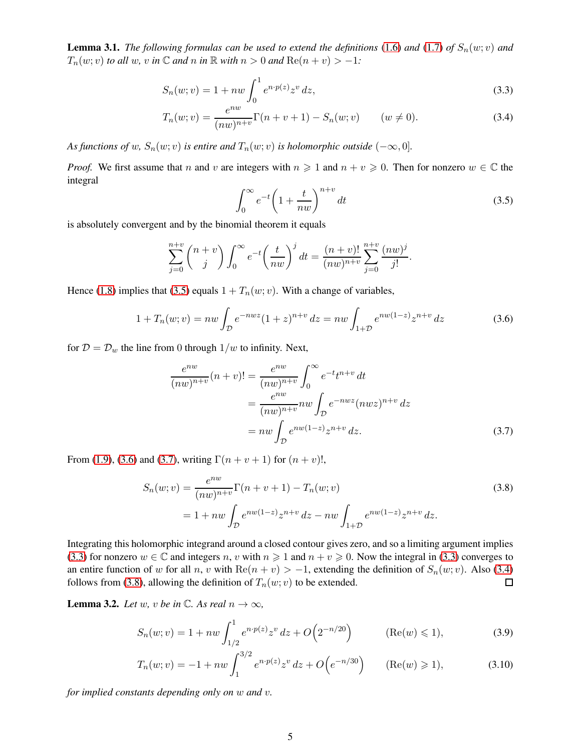**Lemma 3.1.** *The following formulas can be used to extend the definitions (1.6) and (1.7) of $S_n(w;v)$ and $T_n(w;v)$ to all $w$, $v$ in $\mathbb{C}$ and $n$ in $\mathbb{R}$ with $n>0$ and $\mathrm{Re}(n+v)>-1$:*

$$S_n(w;v) = 1 + nw\int_0^1 e^{n\cdot p(z)} z^v \, dz, \tag{3.3}$$

$$T_n(w;v) = \frac{e^{nw}}{(nw)^{n+v}}\Gamma(n+v+1) - S_n(w;v) \qquad (w \neq 0). \tag{3.4}$$

*As functions of $w$, $S_n(w;v)$ is entire and $T_n(w;v)$ is holomorphic outside $(-\infty,0]$.*

*Proof.* We first assume that $n$ and $v$ are integers with $n \geqslant 1$ and $n+v\geqslant 0$. Then for nonzero $w\in\mathbb{C}$ the integral

$$\int_0^\infty e^{-t}\left(1+\frac{t}{nw}\right)^{n+v} dt \tag{3.5}$$

is absolutely convergent and by the binomial theorem it equals

$$\sum_{j=0}^{n+v}\binom{n+v}{j}\int_0^\infty e^{-t}\left(\frac{t}{nw}\right)^j dt = \frac{(n+v)!}{(nw)^{n+v}}\sum_{j=0}^{n+v}\frac{(nw)^j}{j!}.$$

Hence (1.8) implies that (3.5) equals $1+T_n(w;v)$. With a change of variables,

$$1+T_n(w;v) = nw\int_{\mathcal{D}} e^{-nwz}(1+z)^{n+v}\, dz = nw\int_{1+\mathcal{D}} e^{nw(1-z)} z^{n+v}\, dz \tag{3.6}$$

for $\mathcal{D}=\mathcal{D}_w$ the line from 0 through $1/w$ to infinity. Next,

$$\begin{aligned}\frac{e^{nw}}{(nw)^{n+v}}(n+v)! &= \frac{e^{nw}}{(nw)^{n+v}}\int_0^\infty e^{-t}t^{n+v}\, dt \\ &= \frac{e^{nw}}{(nw)^{n+v}} nw\int_{\mathcal{D}} e^{-nwz}(nwz)^{n+v}\, dz \\ &= nw\int_{\mathcal{D}} e^{nw(1-z)}z^{n+v}\, dz. \end{aligned}\tag{3.7}$$

From (1.9), (3.6) and (3.7), writing $\Gamma(n+v+1)$ for $(n+v)!$,

$$\begin{aligned} S_n(w;v) &= \frac{e^{nw}}{(nw)^{n+v}}\Gamma(n+v+1) - T_n(w;v) \\ &= 1 + nw\int_{\mathcal{D}} e^{nw(1-z)}z^{n+v}\, dz - nw\int_{1+\mathcal{D}} e^{nw(1-z)}z^{n+v}\, dz. \end{aligned}\tag{3.8}$$

Integrating this holomorphic integrand around a closed contour gives zero, and so a limiting argument implies (3.3) for nonzero $w\in\mathbb{C}$ and integers $n$, $v$ with $n\geqslant 1$ and $n+v\geqslant 0$. Now the integral in (3.3) converges to an entire function of $w$ for all $n$, $v$ with $\mathrm{Re}(n+v)>-1$, extending the definition of $S_n(w;v)$. Also (3.4) follows from (3.8), allowing the definition of $T_n(w;v)$ to be extended. ☐

**Lemma 3.2.** *Let $w$, $v$ be in $\mathbb{C}$. As real $n\to\infty$,*

$$S_n(w;v) = 1 + nw\int_{1/2}^1 e^{n\cdot p(z)}z^v\, dz + O\left(2^{-n/20}\right) \qquad (\mathrm{Re}(w)\leqslant 1), \tag{3.9}$$

$$T_n(w;v) = -1 + nw\int_1^{3/2} e^{n\cdot p(z)}z^v\, dz + O\left(e^{-n/30}\right) \qquad (\mathrm{Re}(w)\geqslant 1), \tag{3.10}$$

*for implied constants depending only on $w$ and $v$.*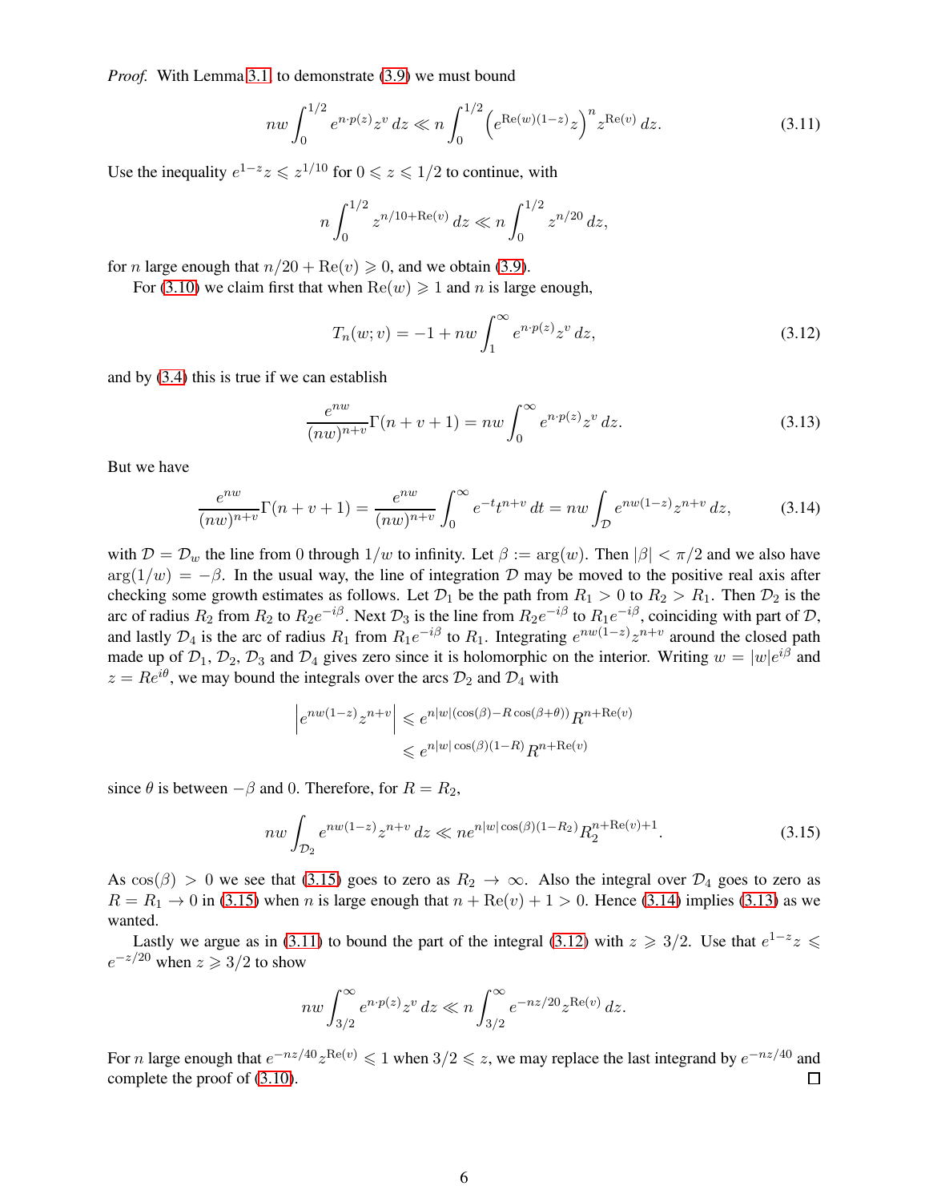*Proof.* With Lemma 3.1, to demonstrate (3.9) we must bound

$$nw \int_0^{1/2} e^{n \cdot p(z)} z^v \, dz \ll n \int_0^{1/2} \left( e^{\mathrm{Re}(w)(1-z)} z \right)^n z^{\mathrm{Re}(v)} \, dz. \tag{3.11}$$

Use the inequality $e^{1-z} z \leqslant z^{1/10}$ for $0 \leqslant z \leqslant 1/2$ to continue, with

$$n \int_0^{1/2} z^{n/10 + \mathrm{Re}(v)} \, dz \ll n \int_0^{1/2} z^{n/20} \, dz,$$

for $n$ large enough that $n/20 + \mathrm{Re}(v) \geqslant 0$, and we obtain (3.9).

For (3.10) we claim first that when $\mathrm{Re}(w) \geqslant 1$ and $n$ is large enough,

$$T_n(w; v) = -1 + nw \int_1^{\infty} e^{n \cdot p(z)} z^v \, dz, \tag{3.12}$$

and by (3.4) this is true if we can establish

$$\frac{e^{nw}}{(nw)^{n+v}} \Gamma(n+v+1) = nw \int_0^{\infty} e^{n \cdot p(z)} z^v \, dz. \tag{3.13}$$

But we have

$$\frac{e^{nw}}{(nw)^{n+v}} \Gamma(n+v+1) = \frac{e^{nw}}{(nw)^{n+v}} \int_0^{\infty} e^{-t} t^{n+v} \, dt = nw \int_{\mathcal{D}} e^{nw(1-z)} z^{n+v} \, dz, \tag{3.14}$$

with $\mathcal{D} = \mathcal{D}_w$ the line from 0 through $1/w$ to infinity. Let $\beta := \arg(w)$. Then $|\beta| < \pi/2$ and we also have $\arg(1/w) = -\beta$. In the usual way, the line of integration $\mathcal{D}$ may be moved to the positive real axis after checking some growth estimates as follows. Let $\mathcal{D}_1$ be the path from $R_1 > 0$ to $R_2 > R_1$. Then $\mathcal{D}_2$ is the arc of radius $R_2$ from $R_2$ to $R_2 e^{-i\beta}$. Next $\mathcal{D}_3$ is the line from $R_2 e^{-i\beta}$ to $R_1 e^{-i\beta}$, coinciding with part of $\mathcal{D}$, and lastly $\mathcal{D}_4$ is the arc of radius $R_1$ from $R_1 e^{-i\beta}$ to $R_1$. Integrating $e^{nw(1-z)} z^{n+v}$ around the closed path made up of $\mathcal{D}_1$, $\mathcal{D}_2$, $\mathcal{D}_3$ and $\mathcal{D}_4$ gives zero since it is holomorphic on the interior. Writing $w = |w| e^{i\beta}$ and $z = R e^{i\theta}$, we may bound the integrals over the arcs $\mathcal{D}_2$ and $\mathcal{D}_4$ with

$$\begin{aligned} \left| e^{nw(1-z)} z^{n+v} \right| &\leqslant e^{n|w|(\cos(\beta) - R\cos(\beta+\theta))} R^{n+\mathrm{Re}(v)} \\ &\leqslant e^{n|w|\cos(\beta)(1-R)} R^{n+\mathrm{Re}(v)} \end{aligned}$$

since $\theta$ is between $-\beta$ and 0. Therefore, for $R = R_2$,

$$nw \int_{\mathcal{D}_2} e^{nw(1-z)} z^{n+v} \, dz \ll n e^{n|w|\cos(\beta)(1-R_2)} R_2^{n+\mathrm{Re}(v)+1}. \tag{3.15}$$

As $\cos(\beta) > 0$ we see that (3.15) goes to zero as $R_2 \to \infty$. Also the integral over $\mathcal{D}_4$ goes to zero as $R = R_1 \to 0$ in (3.15) when $n$ is large enough that $n + \mathrm{Re}(v) + 1 > 0$. Hence (3.14) implies (3.13) as we wanted.

Lastly we argue as in (3.11) to bound the part of the integral (3.12) with $z \geqslant 3/2$. Use that $e^{1-z} z \leqslant e^{-z/20}$ when $z \geqslant 3/2$ to show

$$nw \int_{3/2}^{\infty} e^{n \cdot p(z)} z^v \, dz \ll n \int_{3/2}^{\infty} e^{-nz/20} z^{\mathrm{Re}(v)} \, dz.$$

For $n$ large enough that $e^{-nz/40} z^{\mathrm{Re}(v)} \leqslant 1$ when $3/2 \leqslant z$, we may replace the last integrand by $e^{-nz/40}$ and complete the proof of (3.10). $\square$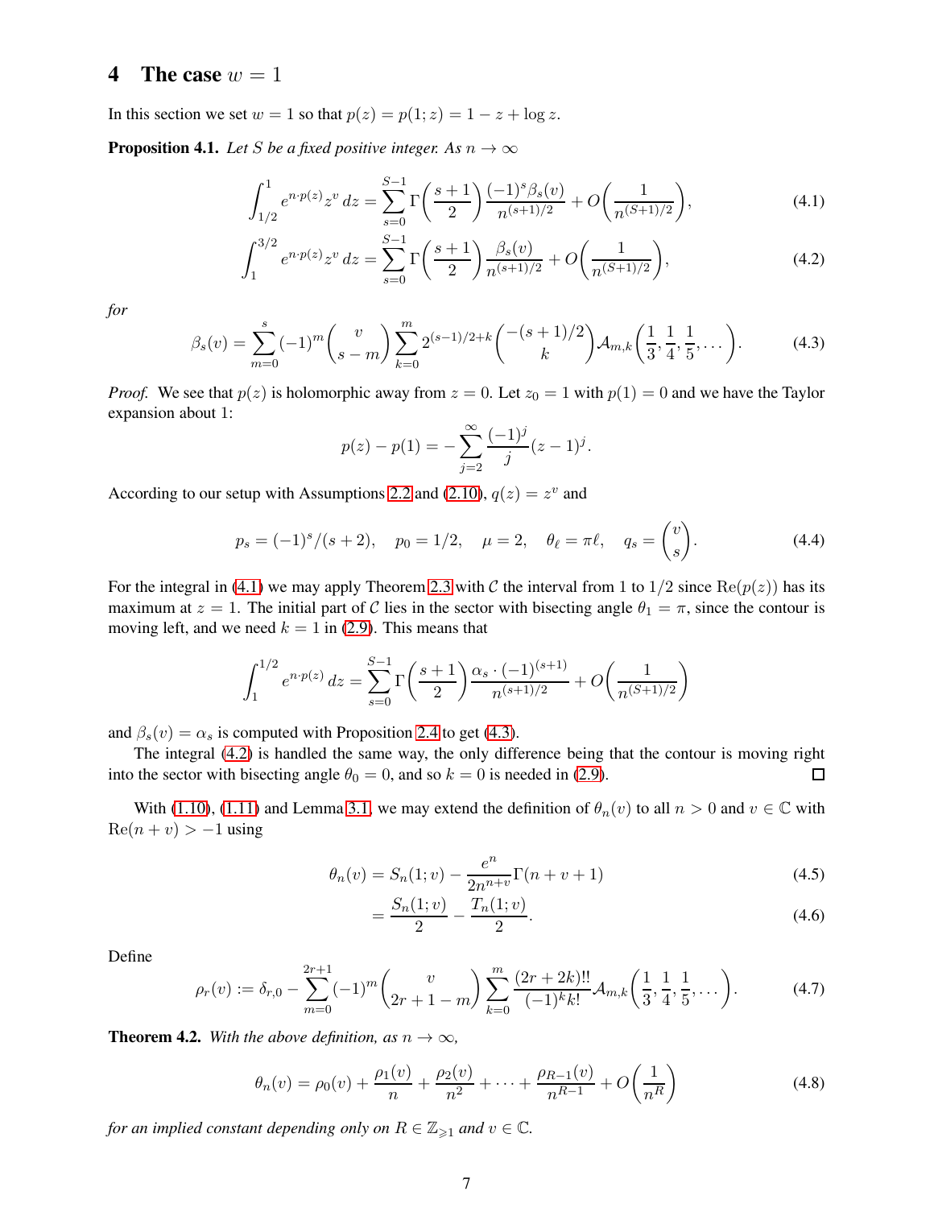## 4 The case $w = 1$

In this section we set $w = 1$ so that $p(z) = p(1; z) = 1 - z + \log z$.

**Proposition 4.1.** *Let $S$ be a fixed positive integer. As $n \to \infty$*

$$\int_{1/2}^{1} e^{n \cdot p(z)} z^v \, dz = \sum_{s=0}^{S-1} \Gamma\left(\frac{s+1}{2}\right) \frac{(-1)^s \beta_s(v)}{n^{(s+1)/2}} + O\left(\frac{1}{n^{(S+1)/2}}\right), \tag{4.1}$$

$$\int_{1}^{3/2} e^{n \cdot p(z)} z^v \, dz = \sum_{s=0}^{S-1} \Gamma\left(\frac{s+1}{2}\right) \frac{\beta_s(v)}{n^{(s+1)/2}} + O\left(\frac{1}{n^{(S+1)/2}}\right), \tag{4.2}$$

*for*

$$\beta_s(v) = \sum_{m=0}^{s} (-1)^m \binom{v}{s-m} \sum_{k=0}^{m} 2^{(s-1)/2+k} \binom{-(s+1)/2}{k} \mathcal{A}_{m,k}\left(\frac{1}{3}, \frac{1}{4}, \frac{1}{5}, \dots\right). \tag{4.3}$$

*Proof.* We see that $p(z)$ is holomorphic away from $z = 0$. Let $z_0 = 1$ with $p(1) = 0$ and we have the Taylor expansion about 1:

$$p(z) - p(1) = -\sum_{j=2}^{\infty} \frac{(-1)^j}{j} (z-1)^j.$$

According to our setup with Assumptions 2.2 and (2.10), $q(z) = z^v$ and

$$p_s = (-1)^s/(s+2), \quad p_0 = 1/2, \quad \mu = 2, \quad \theta_\ell = \pi \ell, \quad q_s = \binom{v}{s}. \tag{4.4}$$

For the integral in (4.1) we may apply Theorem 2.3 with $\mathcal{C}$ the interval from 1 to $1/2$ since $\mathrm{Re}(p(z))$ has its maximum at $z = 1$. The initial part of $\mathcal{C}$ lies in the sector with bisecting angle $\theta_1 = \pi$, since the contour is moving left, and we need $k = 1$ in (2.9). This means that

$$\int_{1}^{1/2} e^{n \cdot p(z)} \, dz = \sum_{s=0}^{S-1} \Gamma\left(\frac{s+1}{2}\right) \frac{\alpha_s \cdot (-1)^{(s+1)}}{n^{(s+1)/2}} + O\left(\frac{1}{n^{(S+1)/2}}\right)$$

and $\beta_s(v) = \alpha_s$ is computed with Proposition 2.4 to get (4.3).

The integral (4.2) is handled the same way, the only difference being that the contour is moving right into the sector with bisecting angle $\theta_0 = 0$, and so $k = 0$ is needed in (2.9). $\square$

With (1.10), (1.11) and Lemma 3.1, we may extend the definition of $\theta_n(v)$ to all $n > 0$ and $v \in \mathbb{C}$ with $\mathrm{Re}(n + v) > -1$ using

$$\theta_n(v) = S_n(1; v) - \frac{e^n}{2n^{n+v}} \Gamma(n + v + 1) \tag{4.5}$$

$$= \frac{S_n(1; v)}{2} - \frac{T_n(1; v)}{2}. \tag{4.6}$$

Define

$$\rho_r(v) := \delta_{r,0} - \sum_{m=0}^{2r+1} (-1)^m \binom{v}{2r+1-m} \sum_{k=0}^{m} \frac{(2r+2k)!!}{(-1)^k k!} \mathcal{A}_{m,k}\left(\frac{1}{3}, \frac{1}{4}, \frac{1}{5}, \dots\right). \tag{4.7}$$

**Theorem 4.2.** *With the above definition, as $n \to \infty$,*

$$\theta_n(v) = \rho_0(v) + \frac{\rho_1(v)}{n} + \frac{\rho_2(v)}{n^2} + \dots + \frac{\rho_{R-1}(v)}{n^{R-1}} + O\left(\frac{1}{n^R}\right) \tag{4.8}$$

*for an implied constant depending only on $R \in \mathbb{Z}_{\geqslant 1}$ and $v \in \mathbb{C}$.*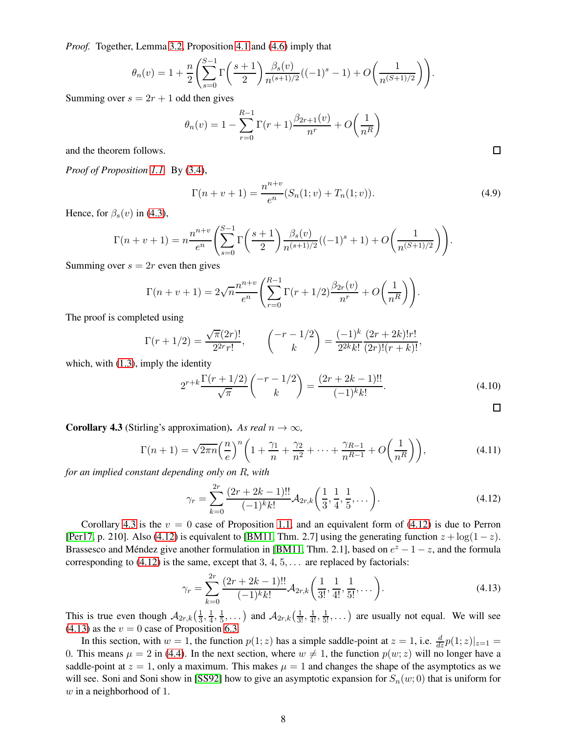*Proof.* Together, Lemma 3.2, Proposition 4.1 and (4.6) imply that

$$\theta_n(v) = 1 + \frac{n}{2}\left(\sum_{s=0}^{S-1} \Gamma\left(\frac{s+1}{2}\right) \frac{\beta_s(v)}{n^{(s+1)/2}}((-1)^s - 1) + O\left(\frac{1}{n^{(S+1)/2}}\right)\right).$$

Summing over $s = 2r+1$ odd then gives

$$\theta_n(v) = 1 - \sum_{r=0}^{R-1} \Gamma(r+1) \frac{\beta_{2r+1}(v)}{n^r} + O\left(\frac{1}{n^R}\right)$$

and the theorem follows. □

*Proof of Proposition 1.1.* By (3.4),

$$\Gamma(n+v+1) = \frac{n^{n+v}}{e^n}(S_n(1;v) + T_n(1;v)). \tag{4.9}$$

Hence, for $\beta_s(v)$ in (4.3),

$$\Gamma(n+v+1) = n\frac{n^{n+v}}{e^n}\left(\sum_{s=0}^{S-1} \Gamma\left(\frac{s+1}{2}\right) \frac{\beta_s(v)}{n^{(s+1)/2}}((-1)^s + 1) + O\left(\frac{1}{n^{(S+1)/2}}\right)\right).$$

Summing over $s = 2r$ even then gives

$$\Gamma(n+v+1) = 2\sqrt{n}\frac{n^{n+v}}{e^n}\left(\sum_{r=0}^{R-1} \Gamma(r+1/2) \frac{\beta_{2r}(v)}{n^r} + O\left(\frac{1}{n^R}\right)\right).$$

The proof is completed using

$$\Gamma(r+1/2) = \frac{\sqrt{\pi}(2r)!}{2^{2r}r!}, \qquad \binom{-r-1/2}{k} = \frac{(-1)^k}{2^{2k}k!}\frac{(2r+2k)!r!}{(2r)!(r+k)!},$$

which, with (1.3), imply the identity

$$2^{r+k}\frac{\Gamma(r+1/2)}{\sqrt{\pi}}\binom{-r-1/2}{k} = \frac{(2r+2k-1)!!}{(-1)^k k!}. \tag{4.10}$$

□

**Corollary 4.3** (Stirling's approximation). *As real $n \to \infty$,*

$$\Gamma(n+1) = \sqrt{2\pi n}\left(\frac{n}{e}\right)^n\left(1 + \frac{\gamma_1}{n} + \frac{\gamma_2}{n^2} + \cdots + \frac{\gamma_{R-1}}{n^{R-1}} + O\left(\frac{1}{n^R}\right)\right), \tag{4.11}$$

*for an implied constant depending only on $R$, with*

$$\gamma_r = \sum_{k=0}^{2r} \frac{(2r+2k-1)!!}{(-1)^k k!} \mathcal{A}_{2r,k}\left(\frac{1}{3}, \frac{1}{4}, \frac{1}{5}, \dots\right). \tag{4.12}$$

Corollary 4.3 is the $v = 0$ case of Proposition 1.1, and an equivalent form of (4.12) is due to Perron [Per17, p. 210]. Also (4.12) is equivalent to [BM11, Thm. 2.7] using the generating function $z + \log(1-z)$. Brassesco and Méndez give another formulation in [BM11, Thm. 2.1], based on $e^z - 1 - z$, and the formula corresponding to (4.12) is the same, except that $3, 4, 5, \dots$ are replaced by factorials:

$$\gamma_r = \sum_{k=0}^{2r} \frac{(2r+2k-1)!!}{(-1)^k k!} \mathcal{A}_{2r,k}\left(\frac{1}{3!}, \frac{1}{4!}, \frac{1}{5!}, \dots\right). \tag{4.13}$$

This is true even though $\mathcal{A}_{2r,k}(\frac{1}{3}, \frac{1}{4}, \frac{1}{5}, \dots)$ and $\mathcal{A}_{2r,k}(\frac{1}{3!}, \frac{1}{4!}, \frac{1}{5!}, \dots)$ are usually not equal. We will see (4.13) as the $v = 0$ case of Proposition 6.3.

In this section, with $w = 1$, the function $p(1;z)$ has a simple saddle-point at $z = 1$, i.e. $\frac{d}{dz}p(1;z)|_{z=1} = 0$. This means $\mu = 2$ in (4.4). In the next section, where $w \neq 1$, the function $p(w;z)$ will no longer have a saddle-point at $z = 1$, only a maximum. This makes $\mu = 1$ and changes the shape of the asymptotics as we will see. Soni and Soni show in [SS92] how to give an asymptotic expansion for $S_n(w;0)$ that is uniform for $w$ in a neighborhood of 1.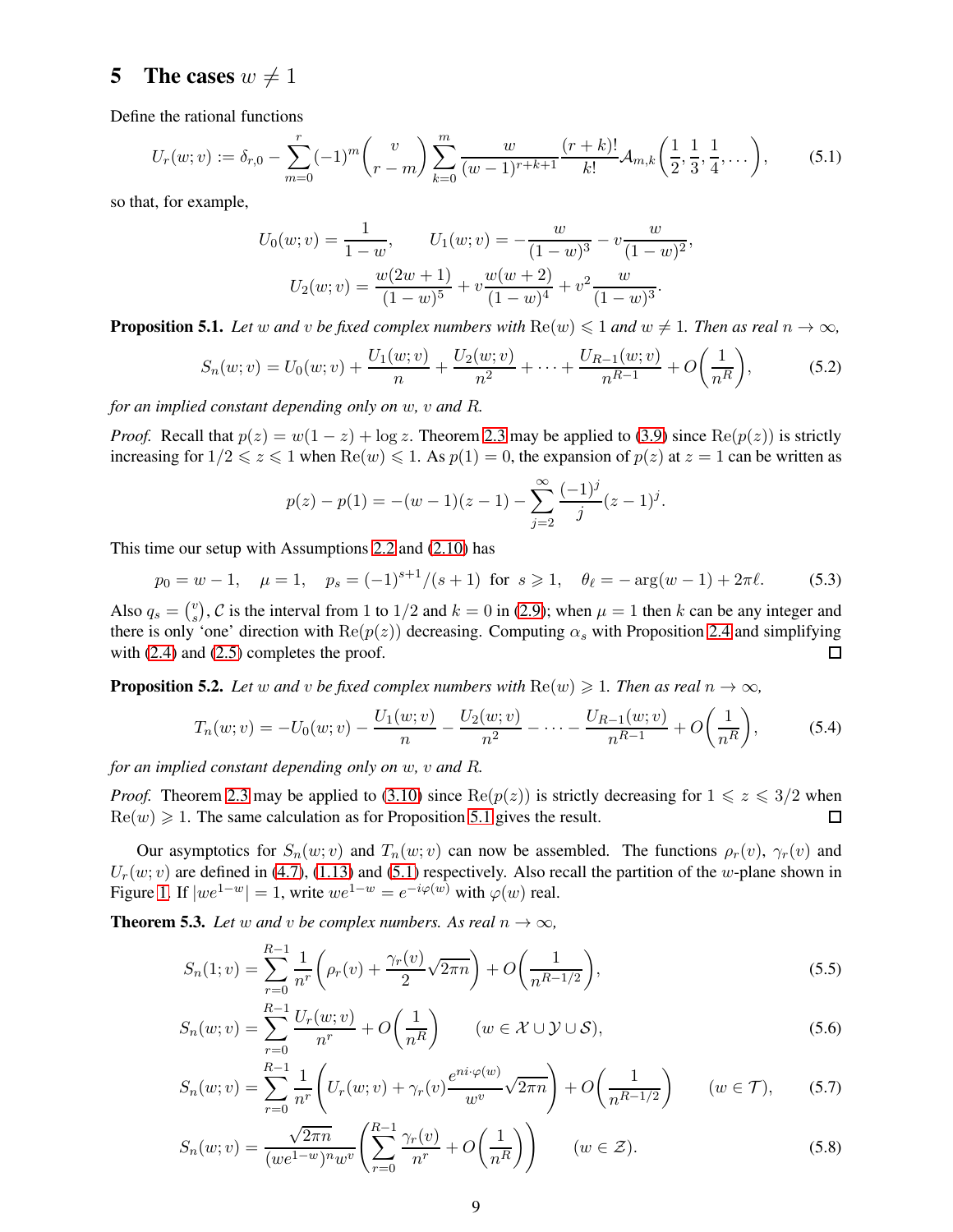## 5 The cases $w \neq 1$

Define the rational functions

$$U_r(w;v) := \delta_{r,0} - \sum_{m=0}^{r} (-1)^m \binom{v}{r-m} \sum_{k=0}^{m} \frac{w}{(w-1)^{r+k+1}} \frac{(r+k)!}{k!} \mathcal{A}_{m,k}\left(\frac{1}{2}, \frac{1}{3}, \frac{1}{4}, \dots\right), \tag{5.1}$$

so that, for example,

$$U_0(w;v) = \frac{1}{1-w}, \qquad U_1(w;v) = -\frac{w}{(1-w)^3} - v\frac{w}{(1-w)^2},$$
$$U_2(w;v) = \frac{w(2w+1)}{(1-w)^5} + v\frac{w(w+2)}{(1-w)^4} + v^2\frac{w}{(1-w)^3}.$$

**Proposition 5.1.** *Let $w$ and $v$ be fixed complex numbers with $\mathrm{Re}(w) \leqslant 1$ and $w \neq 1$. Then as real $n \to \infty$,*

$$S_n(w;v) = U_0(w;v) + \frac{U_1(w;v)}{n} + \frac{U_2(w;v)}{n^2} + \cdots + \frac{U_{R-1}(w;v)}{n^{R-1}} + O\left(\frac{1}{n^R}\right), \tag{5.2}$$

*for an implied constant depending only on $w$, $v$ and $R$.*

*Proof.* Recall that $p(z) = w(1-z) + \log z$. Theorem 2.3 may be applied to (3.9) since $\mathrm{Re}(p(z))$ is strictly increasing for $1/2 \leqslant z \leqslant 1$ when $\mathrm{Re}(w) \leqslant 1$. As $p(1) = 0$, the expansion of $p(z)$ at $z = 1$ can be written as

$$p(z) - p(1) = -(w-1)(z-1) - \sum_{j=2}^{\infty} \frac{(-1)^j}{j}(z-1)^j.$$

This time our setup with Assumptions 2.2 and (2.10) has

$$p_0 = w-1, \quad \mu = 1, \quad p_s = (-1)^{s+1}/(s+1) \ \text{ for } \ s \geqslant 1, \quad \theta_\ell = -\arg(w-1) + 2\pi\ell. \tag{5.3}$$

Also $q_s = \binom{v}{s}$, $\mathcal{C}$ is the interval from 1 to $1/2$ and $k = 0$ in (2.9); when $\mu = 1$ then $k$ can be any integer and there is only 'one' direction with $\mathrm{Re}(p(z))$ decreasing. Computing $\alpha_s$ with Proposition 2.4 and simplifying with (2.4) and (2.5) completes the proof. □

**Proposition 5.2.** *Let $w$ and $v$ be fixed complex numbers with $\mathrm{Re}(w) \geqslant 1$. Then as real $n \to \infty$,*

$$T_n(w;v) = -U_0(w;v) - \frac{U_1(w;v)}{n} - \frac{U_2(w;v)}{n^2} - \cdots - \frac{U_{R-1}(w;v)}{n^{R-1}} + O\left(\frac{1}{n^R}\right), \tag{5.4}$$

*for an implied constant depending only on $w$, $v$ and $R$.*

*Proof.* Theorem 2.3 may be applied to (3.10) since $\mathrm{Re}(p(z))$ is strictly decreasing for $1 \leqslant z \leqslant 3/2$ when $\mathrm{Re}(w) \geqslant 1$. The same calculation as for Proposition 5.1 gives the result. □

Our asymptotics for $S_n(w;v)$ and $T_n(w;v)$ can now be assembled. The functions $\rho_r(v)$, $\gamma_r(v)$ and $U_r(w;v)$ are defined in (4.7), (1.13) and (5.1) respectively. Also recall the partition of the $w$-plane shown in Figure 1. If $|we^{1-w}| = 1$, write $we^{1-w} = e^{-i\varphi(w)}$ with $\varphi(w)$ real.

**Theorem 5.3.** *Let $w$ and $v$ be complex numbers. As real $n \to \infty$,*

$$S_n(1;v) = \sum_{r=0}^{R-1} \frac{1}{n^r}\left(\rho_r(v) + \frac{\gamma_r(v)}{2}\sqrt{2\pi n}\right) + O\left(\frac{1}{n^{R-1/2}}\right), \tag{5.5}$$

$$S_n(w;v) = \sum_{r=0}^{R-1} \frac{U_r(w;v)}{n^r} + O\left(\frac{1}{n^R}\right) \qquad (w \in \mathcal{X} \cup \mathcal{Y} \cup \mathcal{S}), \tag{5.6}$$

$$S_n(w;v) = \sum_{r=0}^{R-1} \frac{1}{n^r}\left(U_r(w;v) + \gamma_r(v)\frac{e^{ni\cdot\varphi(w)}}{w^v}\sqrt{2\pi n}\right) + O\left(\frac{1}{n^{R-1/2}}\right) \qquad (w \in \mathcal{T}), \tag{5.7}$$

$$S_n(w;v) = \frac{\sqrt{2\pi n}}{(we^{1-w})^n w^v}\left(\sum_{r=0}^{R-1} \frac{\gamma_r(v)}{n^r} + O\left(\frac{1}{n^R}\right)\right) \qquad (w \in \mathcal{Z}). \tag{5.8}$$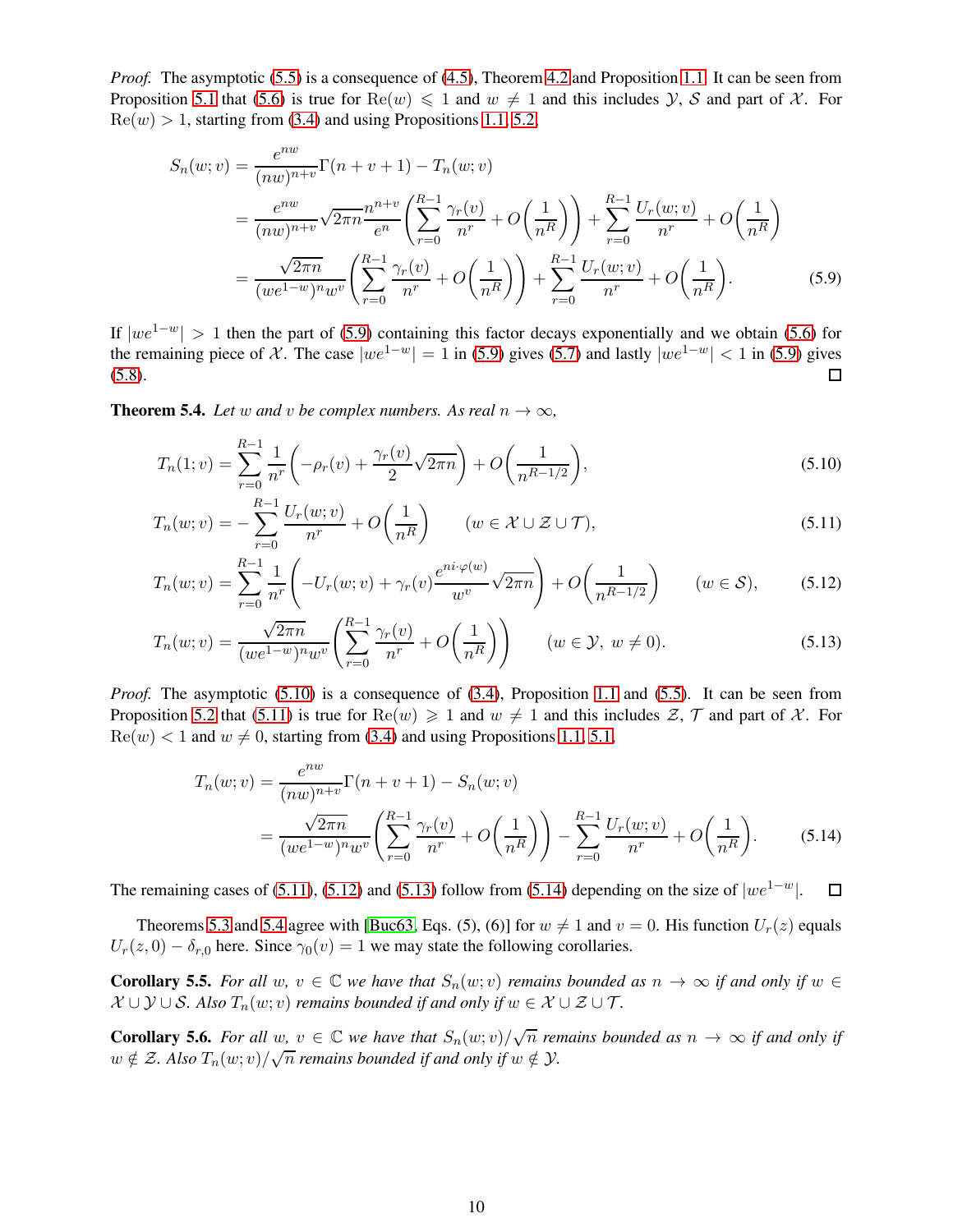*Proof.* The asymptotic (5.5) is a consequence of (4.5), Theorem 4.2 and Proposition 1.1. It can be seen from Proposition 5.1 that (5.6) is true for $\mathrm{Re}(w) \leqslant 1$ and $w \neq 1$ and this includes $\mathcal{Y}$, $\mathcal{S}$ and part of $\mathcal{X}$. For $\mathrm{Re}(w) > 1$, starting from (3.4) and using Propositions 1.1, 5.2,

$$
\begin{aligned}
S_n(w;v) &= \frac{e^{nw}}{(nw)^{n+v}}\Gamma(n+v+1) - T_n(w;v) \\
&= \frac{e^{nw}}{(nw)^{n+v}}\sqrt{2\pi n}\frac{n^{n+v}}{e^n}\left(\sum_{r=0}^{R-1}\frac{\gamma_r(v)}{n^r} + O\left(\frac{1}{n^R}\right)\right) + \sum_{r=0}^{R-1}\frac{U_r(w;v)}{n^r} + O\left(\frac{1}{n^R}\right) \\
&= \frac{\sqrt{2\pi n}}{(we^{1-w})^n w^v}\left(\sum_{r=0}^{R-1}\frac{\gamma_r(v)}{n^r} + O\left(\frac{1}{n^R}\right)\right) + \sum_{r=0}^{R-1}\frac{U_r(w;v)}{n^r} + O\left(\frac{1}{n^R}\right). \qquad (5.9)
\end{aligned}
$$

If $|we^{1-w}| > 1$ then the part of (5.9) containing this factor decays exponentially and we obtain (5.6) for the remaining piece of $\mathcal{X}$. The case $|we^{1-w}| = 1$ in (5.9) gives (5.7) and lastly $|we^{1-w}| < 1$ in (5.9) gives (5.8). □

**Theorem 5.4.** *Let $w$ and $v$ be complex numbers. As real $n \to \infty$,*

$$
T_n(1;v) = \sum_{r=0}^{R-1}\frac{1}{n^r}\left(-\rho_r(v) + \frac{\gamma_r(v)}{2}\sqrt{2\pi n}\right) + O\left(\frac{1}{n^{R-1/2}}\right), \qquad (5.10)
$$

$$
T_n(w;v) = -\sum_{r=0}^{R-1}\frac{U_r(w;v)}{n^r} + O\left(\frac{1}{n^R}\right) \qquad (w \in \mathcal{X}\cup\mathcal{Z}\cup\mathcal{T}), \qquad (5.11)
$$

$$
T_n(w;v) = \sum_{r=0}^{R-1}\frac{1}{n^r}\left(-U_r(w;v) + \gamma_r(v)\frac{e^{ni\cdot\varphi(w)}}{w^v}\sqrt{2\pi n}\right) + O\left(\frac{1}{n^{R-1/2}}\right) \qquad (w \in \mathcal{S}), \qquad (5.12)
$$

$$
T_n(w;v) = \frac{\sqrt{2\pi n}}{(we^{1-w})^n w^v}\left(\sum_{r=0}^{R-1}\frac{\gamma_r(v)}{n^r} + O\left(\frac{1}{n^R}\right)\right) \qquad (w \in \mathcal{Y},\ w \neq 0). \qquad (5.13)
$$

*Proof.* The asymptotic (5.10) is a consequence of (3.4), Proposition 1.1 and (5.5). It can be seen from Proposition 5.2 that (5.11) is true for $\mathrm{Re}(w) \geqslant 1$ and $w \neq 1$ and this includes $\mathcal{Z}$, $\mathcal{T}$ and part of $\mathcal{X}$. For $\mathrm{Re}(w) < 1$ and $w \neq 0$, starting from (3.4) and using Propositions 1.1, 5.1,

$$
\begin{aligned}
T_n(w;v) &= \frac{e^{nw}}{(nw)^{n+v}}\Gamma(n+v+1) - S_n(w;v) \\
&= \frac{\sqrt{2\pi n}}{(we^{1-w})^n w^v}\left(\sum_{r=0}^{R-1}\frac{\gamma_r(v)}{n^r} + O\left(\frac{1}{n^R}\right)\right) - \sum_{r=0}^{R-1}\frac{U_r(w;v)}{n^r} + O\left(\frac{1}{n^R}\right). \qquad (5.14)
\end{aligned}
$$

The remaining cases of (5.11), (5.12) and (5.13) follow from (5.14) depending on the size of $|we^{1-w}|$. □

Theorems 5.3 and 5.4 agree with [Buc63, Eqs. (5), (6)] for $w \neq 1$ and $v = 0$. His function $U_r(z)$ equals $U_r(z,0) - \delta_{r,0}$ here. Since $\gamma_0(v) = 1$ we may state the following corollaries.

**Corollary 5.5.** *For all $w$, $v \in \mathbb{C}$ we have that $S_n(w;v)$ remains bounded as $n \to \infty$ if and only if $w \in \mathcal{X}\cup\mathcal{Y}\cup\mathcal{S}$. Also $T_n(w;v)$ remains bounded if and only if $w \in \mathcal{X}\cup\mathcal{Z}\cup\mathcal{T}$.*

**Corollary 5.6.** *For all $w$, $v \in \mathbb{C}$ we have that $S_n(w;v)/\sqrt{n}$ remains bounded as $n \to \infty$ if and only if $w \notin \mathcal{Z}$. Also $T_n(w;v)/\sqrt{n}$ remains bounded if and only if $w \notin \mathcal{Y}$.*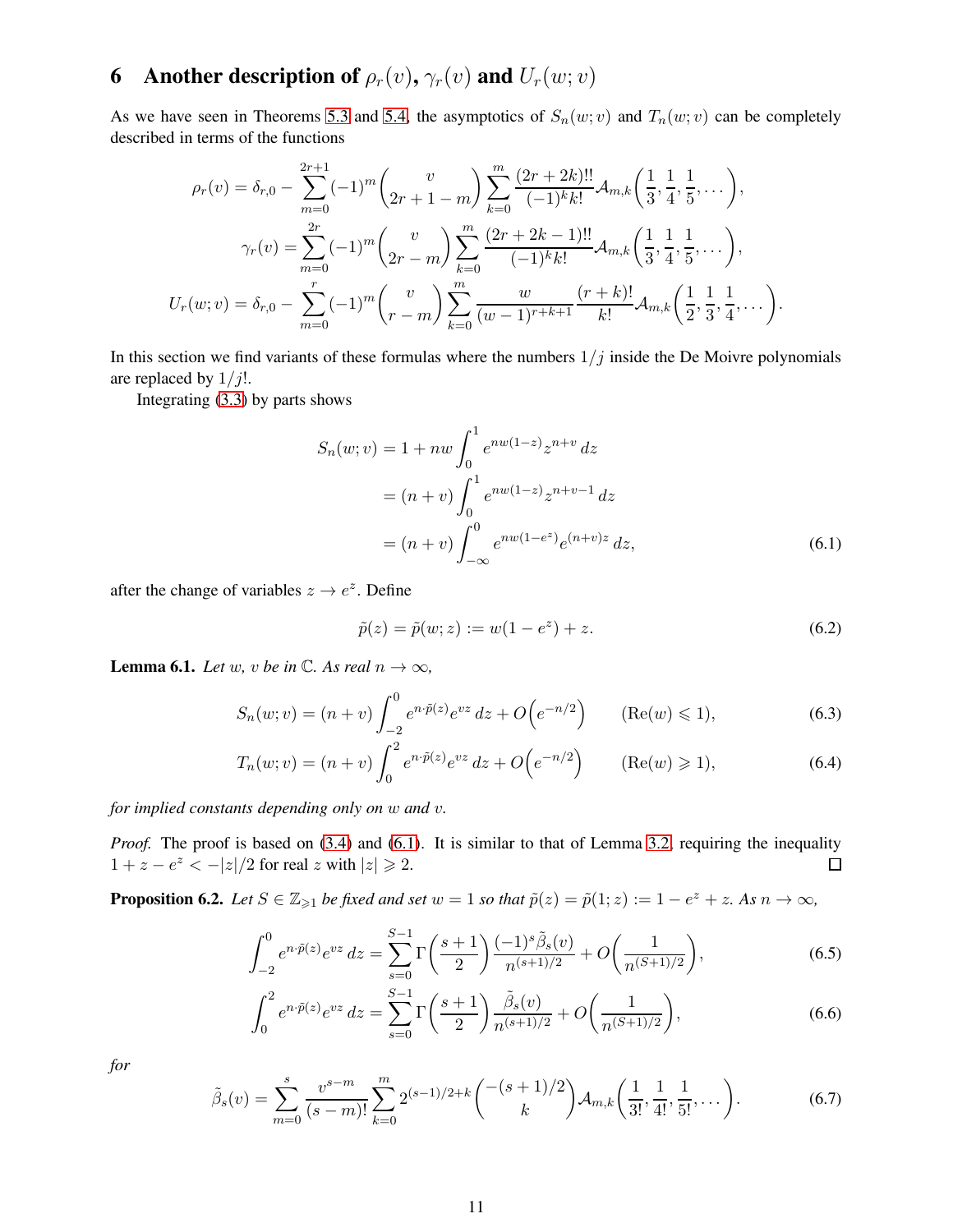# 6 Another description of $\rho_r(v)$, $\gamma_r(v)$ and $U_r(w;v)$

As we have seen in Theorems 5.3 and 5.4, the asymptotics of $S_n(w;v)$ and $T_n(w;v)$ can be completely described in terms of the functions

$$
\begin{aligned}
\rho_r(v) &= \delta_{r,0} - \sum_{m=0}^{2r+1} (-1)^m \binom{v}{2r+1-m} \sum_{k=0}^{m} \frac{(2r+2k)!!}{(-1)^k k!} \mathcal{A}_{m,k}\Big(\frac{1}{3},\frac{1}{4},\frac{1}{5},\dots\Big), \\
\gamma_r(v) &= \sum_{m=0}^{2r} (-1)^m \binom{v}{2r-m} \sum_{k=0}^{m} \frac{(2r+2k-1)!!}{(-1)^k k!} \mathcal{A}_{m,k}\Big(\frac{1}{3},\frac{1}{4},\frac{1}{5},\dots\Big), \\
U_r(w;v) &= \delta_{r,0} - \sum_{m=0}^{r} (-1)^m \binom{v}{r-m} \sum_{k=0}^{m} \frac{w}{(w-1)^{r+k+1}} \frac{(r+k)!}{k!} \mathcal{A}_{m,k}\Big(\frac{1}{2},\frac{1}{3},\frac{1}{4},\dots\Big).
\end{aligned}
$$

In this section we find variants of these formulas where the numbers $1/j$ inside the De Moivre polynomials are replaced by $1/j!$.

Integrating (3.3) by parts shows

$$
\begin{aligned}
S_n(w;v) &= 1 + nw \int_0^1 e^{nw(1-z)} z^{n+v}\, dz \\
&= (n+v) \int_0^1 e^{nw(1-z)} z^{n+v-1}\, dz \\
&= (n+v) \int_{-\infty}^0 e^{nw(1-e^z)} e^{(n+v)z}\, dz,
\end{aligned} \tag{6.1}
$$

after the change of variables $z \to e^z$. Define

$$
\tilde{p}(z) = \tilde{p}(w;z) := w(1-e^z) + z. \tag{6.2}
$$

**Lemma 6.1.** *Let $w$, $v$ be in $\mathbb{C}$. As real $n \to \infty$,*

$$
S_n(w;v) = (n+v)\int_{-2}^{0} e^{n\cdot \tilde{p}(z)} e^{vz}\, dz + O\Big(e^{-n/2}\Big) \qquad (\mathrm{Re}(w) \leqslant 1), \tag{6.3}
$$

$$
T_n(w;v) = (n+v)\int_{0}^{2} e^{n\cdot \tilde{p}(z)} e^{vz}\, dz + O\Big(e^{-n/2}\Big) \qquad (\mathrm{Re}(w) \geqslant 1), \tag{6.4}
$$

*for implied constants depending only on $w$ and $v$.*

*Proof.* The proof is based on (3.4) and (6.1). It is similar to that of Lemma 3.2, requiring the inequality $1 + z - e^z < -|z|/2$ for real $z$ with $|z| \geqslant 2$. $\square$

**Proposition 6.2.** *Let $S \in \mathbb{Z}_{\geqslant 1}$ be fixed and set $w = 1$ so that $\tilde{p}(z) = \tilde{p}(1;z) := 1 - e^z + z$. As $n \to \infty$,*

$$
\int_{-2}^{0} e^{n\cdot\tilde{p}(z)} e^{vz}\, dz = \sum_{s=0}^{S-1} \Gamma\Big(\frac{s+1}{2}\Big) \frac{(-1)^s \tilde{\beta}_s(v)}{n^{(s+1)/2}} + O\Big(\frac{1}{n^{(S+1)/2}}\Big), \tag{6.5}
$$

$$
\int_{0}^{2} e^{n\cdot\tilde{p}(z)} e^{vz}\, dz = \sum_{s=0}^{S-1} \Gamma\Big(\frac{s+1}{2}\Big) \frac{\tilde{\beta}_s(v)}{n^{(s+1)/2}} + O\Big(\frac{1}{n^{(S+1)/2}}\Big), \tag{6.6}
$$

*for*

$$
\tilde{\beta}_s(v) = \sum_{m=0}^{s} \frac{v^{s-m}}{(s-m)!} \sum_{k=0}^{m} 2^{(s-1)/2+k} \binom{-(s+1)/2}{k} \mathcal{A}_{m,k}\Big(\frac{1}{3!},\frac{1}{4!},\frac{1}{5!},\dots\Big). \tag{6.7}
$$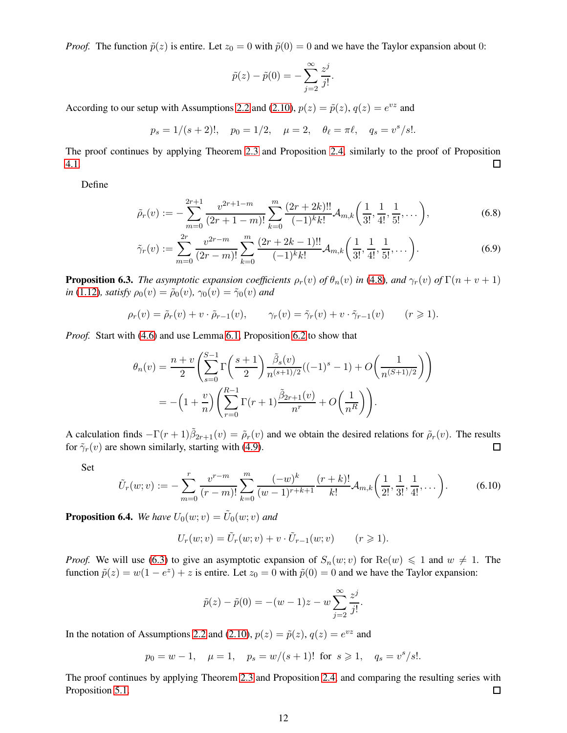*Proof.* The function $\tilde{p}(z)$ is entire. Let $z_0 = 0$ with $\tilde{p}(0) = 0$ and we have the Taylor expansion about 0:

$$\tilde{p}(z) - \tilde{p}(0) = -\sum_{j=2}^{\infty} \frac{z^j}{j!}.$$

According to our setup with Assumptions 2.2 and (2.10), $p(z) = \tilde{p}(z)$, $q(z) = e^{vz}$ and

$$p_s = 1/(s+2)!, \quad p_0 = 1/2, \quad \mu = 2, \quad \theta_\ell = \pi\ell, \quad q_s = v^s/s!.$$

The proof continues by applying Theorem 2.3 and Proposition 2.4, similarly to the proof of Proposition 4.1. ◻

Define

$$\tilde{\rho}_r(v) := -\sum_{m=0}^{2r+1} \frac{v^{2r+1-m}}{(2r+1-m)!} \sum_{k=0}^{m} \frac{(2r+2k)!!}{(-1)^k k!} \mathcal{A}_{m,k}\left(\frac{1}{3!}, \frac{1}{4!}, \frac{1}{5!}, \dots\right), \tag{6.8}$$

$$\tilde{\gamma}_r(v) := \sum_{m=0}^{2r} \frac{v^{2r-m}}{(2r-m)!} \sum_{k=0}^{m} \frac{(2r+2k-1)!!}{(-1)^k k!} \mathcal{A}_{m,k}\left(\frac{1}{3!}, \frac{1}{4!}, \frac{1}{5!}, \dots\right). \tag{6.9}$$

**Proposition 6.3.** *The asymptotic expansion coefficients $\rho_r(v)$ of $\theta_n(v)$ in (4.8), and $\gamma_r(v)$ of $\Gamma(n+v+1)$ in (1.12), satisfy $\rho_0(v) = \tilde{\rho}_0(v)$, $\gamma_0(v) = \tilde{\gamma}_0(v)$ and*

$$\rho_r(v) = \tilde{\rho}_r(v) + v \cdot \tilde{\rho}_{r-1}(v), \qquad \gamma_r(v) = \tilde{\gamma}_r(v) + v \cdot \tilde{\gamma}_{r-1}(v) \qquad (r \geqslant 1).$$

*Proof.* Start with (4.6) and use Lemma 6.1, Proposition 6.2 to show that

$$\begin{aligned}
\theta_n(v) &= \frac{n+v}{2}\left(\sum_{s=0}^{S-1} \Gamma\left(\frac{s+1}{2}\right) \frac{\tilde{\beta}_s(v)}{n^{(s+1)/2}}((-1)^s - 1) + O\left(\frac{1}{n^{(S+1)/2}}\right)\right) \\
&= -\left(1 + \frac{v}{n}\right)\left(\sum_{r=0}^{R-1} \Gamma(r+1) \frac{\tilde{\beta}_{2r+1}(v)}{n^r} + O\left(\frac{1}{n^R}\right)\right).
\end{aligned}$$

A calculation finds $-\Gamma(r+1)\tilde{\beta}_{2r+1}(v) = \tilde{\rho}_r(v)$ and we obtain the desired relations for $\tilde{\rho}_r(v)$. The results for $\tilde{\gamma}_r(v)$ are shown similarly, starting with (4.9). ◻

Set

$$\tilde{U}_r(w; v) := -\sum_{m=0}^{r} \frac{v^{r-m}}{(r-m)!} \sum_{k=0}^{m} \frac{(-w)^k}{(w-1)^{r+k+1}} \frac{(r+k)!}{k!} \mathcal{A}_{m,k}\left(\frac{1}{2!}, \frac{1}{3!}, \frac{1}{4!}, \dots\right). \tag{6.10}$$

**Proposition 6.4.** *We have $U_0(w; v) = \tilde{U}_0(w; v)$ and*

$$U_r(w; v) = \tilde{U}_r(w; v) + v \cdot \tilde{U}_{r-1}(w; v) \qquad (r \geqslant 1).$$

*Proof.* We will use (6.3) to give an asymptotic expansion of $S_n(w; v)$ for $\mathrm{Re}(w) \leqslant 1$ and $w \neq 1$. The function $\tilde{p}(z) = w(1-e^z) + z$ is entire. Let $z_0 = 0$ with $\tilde{p}(0) = 0$ and we have the Taylor expansion:

$$\tilde{p}(z) - \tilde{p}(0) = -(w-1)z - w\sum_{j=2}^{\infty} \frac{z^j}{j!}.$$

In the notation of Assumptions 2.2 and (2.10), $p(z) = \tilde{p}(z)$, $q(z) = e^{vz}$ and

$$p_0 = w-1, \quad \mu = 1, \quad p_s = w/(s+1)! \text{ for } s \geqslant 1, \quad q_s = v^s/s!.$$

The proof continues by applying Theorem 2.3 and Proposition 2.4, and comparing the resulting series with Proposition 5.1. ◻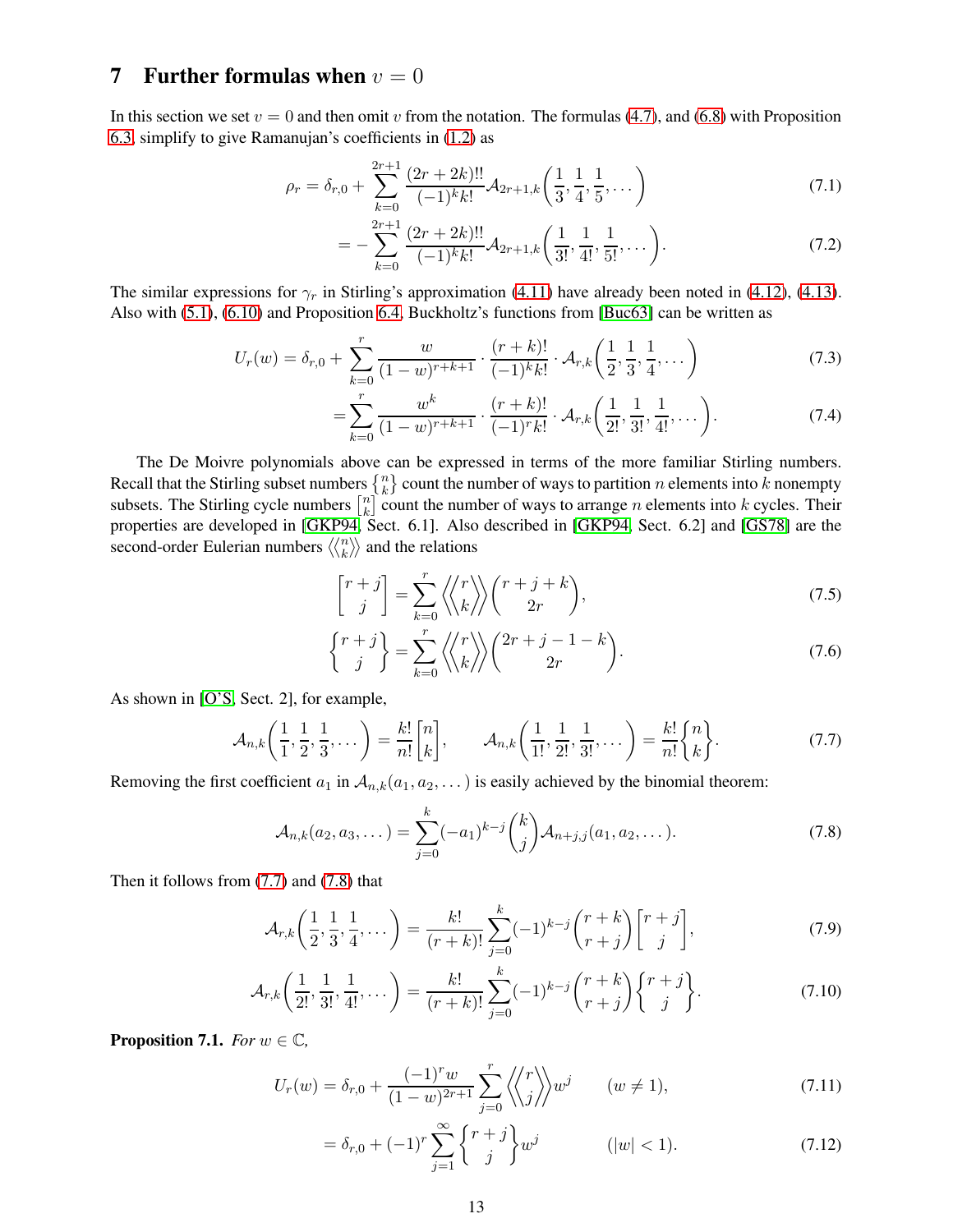## 7 Further formulas when $v = 0$

In this section we set $v = 0$ and then omit $v$ from the notation. The formulas (4.7), and (6.8) with Proposition 6.3, simplify to give Ramanujan's coefficients in (1.2) as

$$\rho_r = \delta_{r,0} + \sum_{k=0}^{2r+1} \frac{(2r+2k)!!}{(-1)^k k!} \mathcal{A}_{2r+1,k}\left(\frac{1}{3}, \frac{1}{4}, \frac{1}{5}, \dots\right) \tag{7.1}$$

$$= - \sum_{k=0}^{2r+1} \frac{(2r+2k)!!}{(-1)^k k!} \mathcal{A}_{2r+1,k}\left(\frac{1}{3!}, \frac{1}{4!}, \frac{1}{5!}, \dots\right). \tag{7.2}$$

The similar expressions for $\gamma_r$ in Stirling's approximation (4.11) have already been noted in (4.12), (4.13). Also with (5.1), (6.10) and Proposition 6.4, Buckholtz's functions from [Buc63] can be written as

$$U_r(w) = \delta_{r,0} + \sum_{k=0}^{r} \frac{w}{(1-w)^{r+k+1}} \cdot \frac{(r+k)!}{(-1)^k k!} \cdot \mathcal{A}_{r,k}\left(\frac{1}{2}, \frac{1}{3}, \frac{1}{4}, \dots\right) \tag{7.3}$$

$$= \sum_{k=0}^{r} \frac{w^k}{(1-w)^{r+k+1}} \cdot \frac{(r+k)!}{(-1)^r k!} \cdot \mathcal{A}_{r,k}\left(\frac{1}{2!}, \frac{1}{3!}, \frac{1}{4!}, \dots\right). \tag{7.4}$$

The De Moivre polynomials above can be expressed in terms of the more familiar Stirling numbers. Recall that the Stirling subset numbers $\left\{ {n \atop k} \right\}$ count the number of ways to partition $n$ elements into $k$ nonempty subsets. The Stirling cycle numbers $\left[ {n \atop k} \right]$ count the number of ways to arrange $n$ elements into $k$ cycles. Their properties are developed in [GKP94, Sect. 6.1]. Also described in [GKP94, Sect. 6.2] and [GS78] are the second-order Eulerian numbers $\left\langle\!\left\langle {n \atop k} \right\rangle\!\right\rangle$ and the relations

$$\left[ {r+j \atop j} \right] = \sum_{k=0}^{r} \left\langle\!\!\left\langle {r \atop k} \right\rangle\!\!\right\rangle \binom{r+j+k}{2r}, \tag{7.5}$$

$$\left\{ {r+j \atop j} \right\} = \sum_{k=0}^{r} \left\langle\!\!\left\langle {r \atop k} \right\rangle\!\!\right\rangle \binom{2r+j-1-k}{2r}. \tag{7.6}$$

As shown in [O'S, Sect. 2], for example,

$$\mathcal{A}_{n,k}\left(\frac{1}{1}, \frac{1}{2}, \frac{1}{3}, \dots\right) = \frac{k!}{n!} \left[ {n \atop k} \right], \qquad \mathcal{A}_{n,k}\left(\frac{1}{1!}, \frac{1}{2!}, \frac{1}{3!}, \dots\right) = \frac{k!}{n!} \left\{ {n \atop k} \right\}. \tag{7.7}$$

Removing the first coefficient $a_1$ in $\mathcal{A}_{n,k}(a_1, a_2, \dots)$ is easily achieved by the binomial theorem:

$$\mathcal{A}_{n,k}(a_2, a_3, \dots) = \sum_{j=0}^{k} (-a_1)^{k-j} \binom{k}{j} \mathcal{A}_{n+j,j}(a_1, a_2, \dots). \tag{7.8}$$

Then it follows from (7.7) and (7.8) that

$$\mathcal{A}_{r,k}\left(\frac{1}{2}, \frac{1}{3}, \frac{1}{4}, \dots\right) = \frac{k!}{(r+k)!} \sum_{j=0}^{k} (-1)^{k-j} \binom{r+k}{r+j} \left[ {r+j \atop j} \right], \tag{7.9}$$

$$\mathcal{A}_{r,k}\left(\frac{1}{2!}, \frac{1}{3!}, \frac{1}{4!}, \dots\right) = \frac{k!}{(r+k)!} \sum_{j=0}^{k} (-1)^{k-j} \binom{r+k}{r+j} \left\{ {r+j \atop j} \right\}. \tag{7.10}$$

**Proposition 7.1.** *For $w \in \mathbb{C}$,*

$$U_r(w) = \delta_{r,0} + \frac{(-1)^r w}{(1-w)^{2r+1}} \sum_{j=0}^{r} \left\langle\!\!\left\langle {r \atop j} \right\rangle\!\!\right\rangle w^j \qquad (w \neq 1), \tag{7.11}$$

$$= \delta_{r,0} + (-1)^r \sum_{j=1}^{\infty} \left\{ {r+j \atop j} \right\} w^j \qquad (|w| < 1). \tag{7.12}$$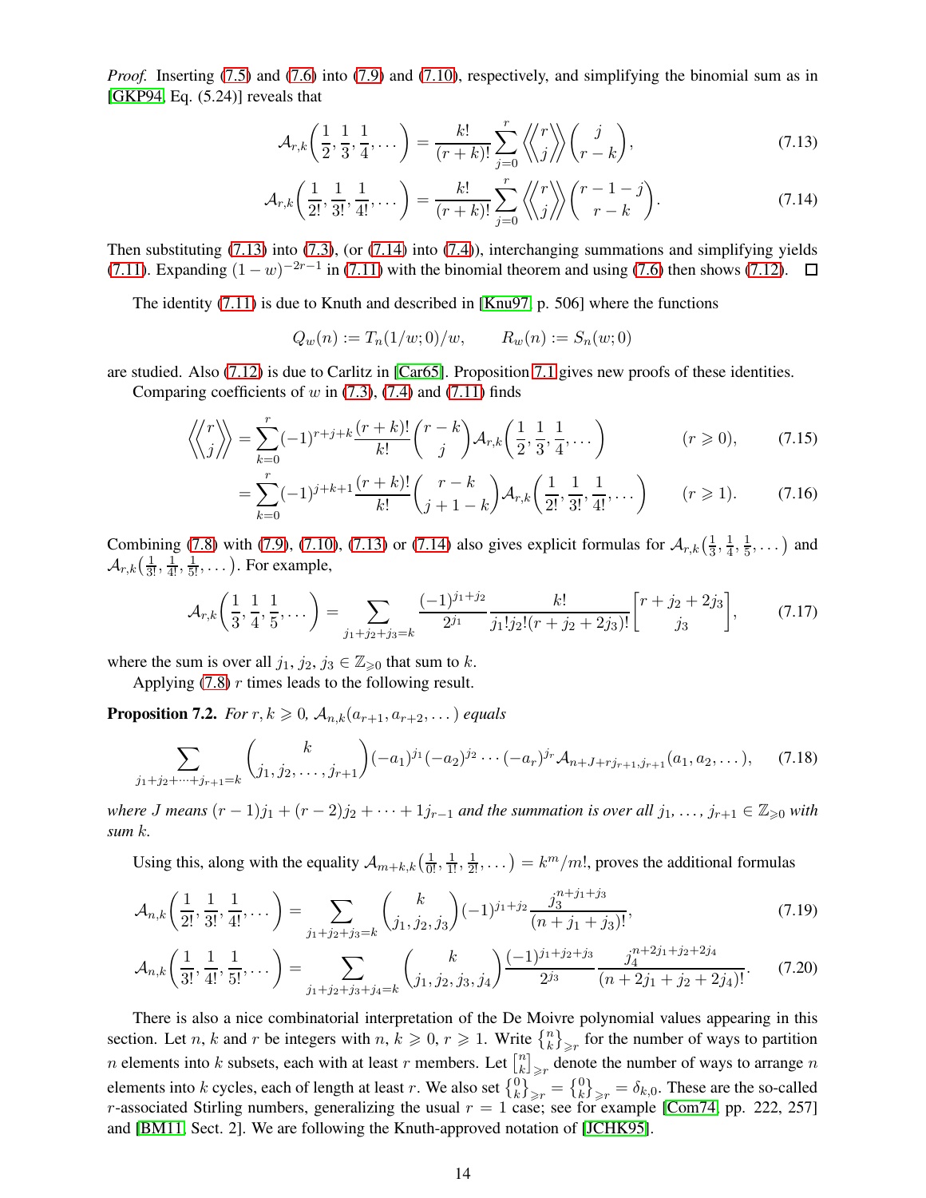*Proof.* Inserting (7.5) and (7.6) into (7.9) and (7.10), respectively, and simplifying the binomial sum as in [GKP94, Eq. (5.24)] reveals that

$$\mathcal{A}_{r,k}\left(\frac{1}{2},\frac{1}{3},\frac{1}{4},\dots\right) = \frac{k!}{(r+k)!}\sum_{j=0}^{r} \left\langle\!\!\left\langle {r \atop j} \right\rangle\!\!\right\rangle \binom{j}{r-k}, \tag{7.13}$$

$$\mathcal{A}_{r,k}\left(\frac{1}{2!},\frac{1}{3!},\frac{1}{4!},\dots\right) = \frac{k!}{(r+k)!}\sum_{j=0}^{r} \left\langle\!\!\left\langle {r \atop j} \right\rangle\!\!\right\rangle \binom{r-1-j}{r-k}. \tag{7.14}$$

Then substituting (7.13) into (7.3), (or (7.14) into (7.4)), interchanging summations and simplifying yields (7.11). Expanding $(1-w)^{-2r-1}$ in (7.11) with the binomial theorem and using (7.6) then shows (7.12). $\square$

The identity (7.11) is due to Knuth and described in [Knu97, p. 506] where the functions

$$Q_w(n) := T_n(1/w;0)/w, \qquad R_w(n) := S_n(w;0)$$

are studied. Also (7.12) is due to Carlitz in [Car65]. Proposition 7.1 gives new proofs of these identities.

Comparing coefficients of $w$ in (7.3), (7.4) and (7.11) finds

$$\left\langle\!\!\left\langle {r \atop j} \right\rangle\!\!\right\rangle = \sum_{k=0}^{r} (-1)^{r+j+k}\frac{(r+k)!}{k!}\binom{r-k}{j}\mathcal{A}_{r,k}\left(\frac{1}{2},\frac{1}{3},\frac{1}{4},\dots\right) \qquad (r \geqslant 0), \tag{7.15}$$

$$= \sum_{k=0}^{r} (-1)^{j+k+1}\frac{(r+k)!}{k!}\binom{r-k}{j+1-k}\mathcal{A}_{r,k}\left(\frac{1}{2!},\frac{1}{3!},\frac{1}{4!},\dots\right) \qquad (r \geqslant 1). \tag{7.16}$$

Combining (7.8) with (7.9), (7.10), (7.13) or (7.14) also gives explicit formulas for $\mathcal{A}_{r,k}\left(\frac{1}{3},\frac{1}{4},\frac{1}{5},\dots\right)$ and $\mathcal{A}_{r,k}\left(\frac{1}{3!},\frac{1}{4!},\frac{1}{5!},\dots\right)$. For example,

$$\mathcal{A}_{r,k}\left(\frac{1}{3},\frac{1}{4},\frac{1}{5},\dots\right) = \sum_{j_1+j_2+j_3=k} \frac{(-1)^{j_1+j_2}}{2^{j_1}} \frac{k!}{j_1!j_2!(r+j_2+2j_3)!}\left[{r+j_2+2j_3 \atop j_3}\right], \tag{7.17}$$

where the sum is over all $j_1,\, j_2,\, j_3 \in \mathbb{Z}_{\geqslant 0}$ that sum to $k$.

Applying (7.8) $r$ times leads to the following result.

**Proposition 7.2.** *For $r, k \geqslant 0$, $\mathcal{A}_{n,k}(a_{r+1}, a_{r+2}, \dots)$ equals*

$$\sum_{j_1+j_2+\dots+j_{r+1}=k} \binom{k}{j_1, j_2, \dots, j_{r+1}} (-a_1)^{j_1}(-a_2)^{j_2}\cdots(-a_r)^{j_r}\mathcal{A}_{n+J+rj_{r+1},j_{r+1}}(a_1,a_2,\dots), \tag{7.18}$$

*where $J$ means $(r-1)j_1 + (r-2)j_2 + \dots + 1j_{r-1}$ and the summation is over all $j_1, \dots, j_{r+1} \in \mathbb{Z}_{\geqslant 0}$ with sum $k$.*

Using this, along with the equality $\mathcal{A}_{m+k,k}\left(\frac{1}{0!},\frac{1}{1!},\frac{1}{2!},\dots\right) = k^m/m!$, proves the additional formulas

$$\mathcal{A}_{n,k}\left(\frac{1}{2!},\frac{1}{3!},\frac{1}{4!},\dots\right) = \sum_{j_1+j_2+j_3=k}\binom{k}{j_1,j_2,j_3}(-1)^{j_1+j_2}\frac{j_3^{n+j_1+j_3}}{(n+j_1+j_3)!}, \tag{7.19}$$

$$\mathcal{A}_{n,k}\left(\frac{1}{3!},\frac{1}{4!},\frac{1}{5!},\dots\right) = \sum_{j_1+j_2+j_3+j_4=k}\binom{k}{j_1,j_2,j_3,j_4}\frac{(-1)^{j_1+j_2+j_3}}{2^{j_3}}\frac{j_4^{n+2j_1+j_2+2j_4}}{(n+2j_1+j_2+2j_4)!}. \tag{7.20}$$

There is also a nice combinatorial interpretation of the De Moivre polynomial values appearing in this section. Let $n$, $k$ and $r$ be integers with $n,\, k \geqslant 0$, $r \geqslant 1$. Write $\left\{{n \atop k}\right\}_{\geqslant r}$ for the number of ways to partition $n$ elements into $k$ subsets, each with at least $r$ members. Let $\left[{n \atop k}\right]_{\geqslant r}$ denote the number of ways to arrange $n$ elements into $k$ cycles, each of length at least $r$. We also set $\left\{{0 \atop k}\right\}_{\geqslant r} = \left\{{0 \atop k}\right\}_{\geqslant r} = \delta_{k,0}$. These are the so-called $r$-associated Stirling numbers, generalizing the usual $r = 1$ case; see for example [Com74, pp. 222, 257] and [BM11, Sect. 2]. We are following the Knuth-approved notation of [JCHK95].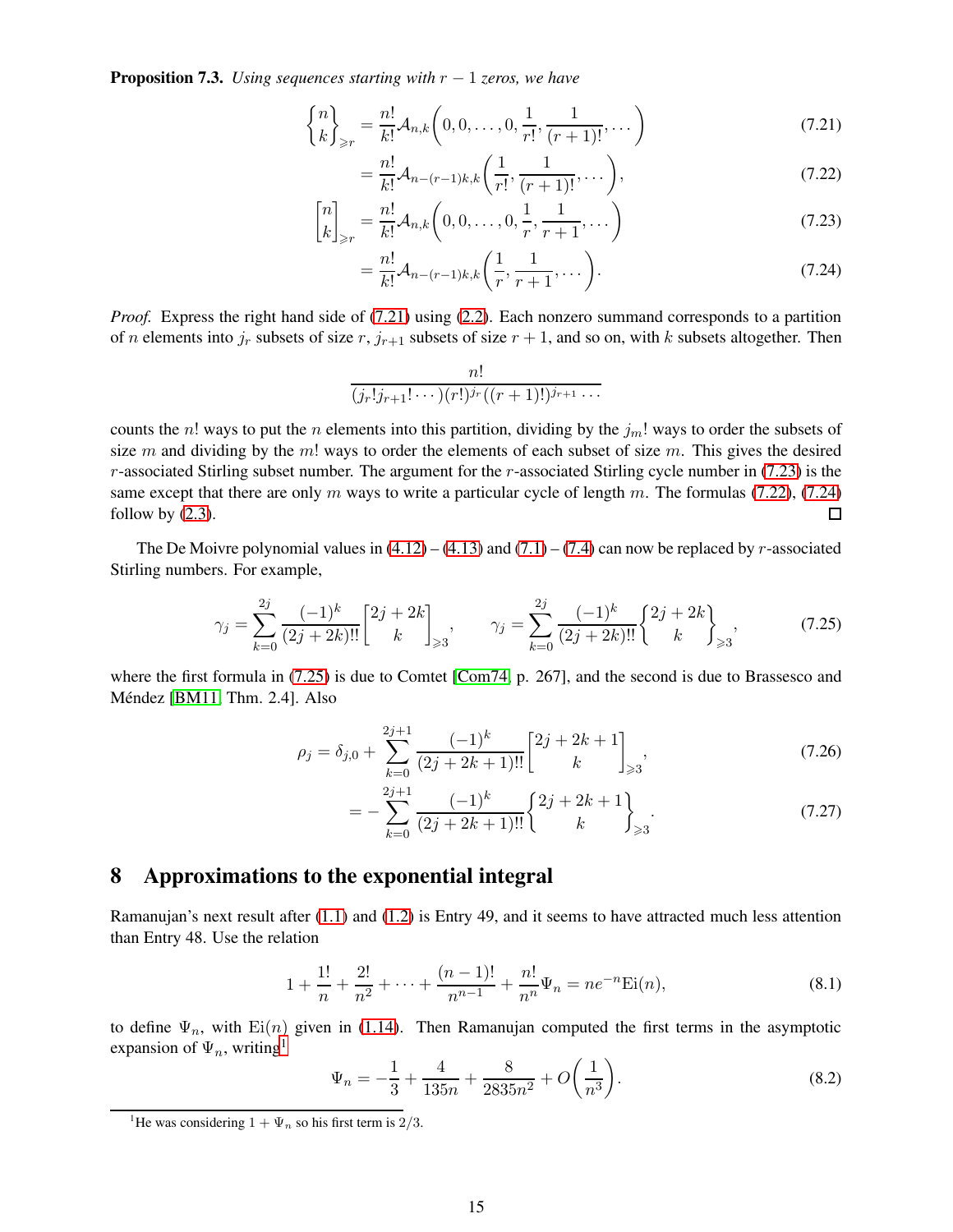**Proposition 7.3.** *Using sequences starting with $r-1$ zeros, we have*

$$\left\{ {n \atop k} \right\}_{\geqslant r} = \frac{n!}{k!}\mathcal{A}_{n,k}\left(0,0,\dots,0,\frac{1}{r!},\frac{1}{(r+1)!},\dots\right) \tag{7.21}$$

$$= \frac{n!}{k!}\mathcal{A}_{n-(r-1)k,k}\left(\frac{1}{r!},\frac{1}{(r+1)!},\dots\right), \tag{7.22}$$

$$\left[ {n \atop k} \right]_{\geqslant r} = \frac{n!}{k!}\mathcal{A}_{n,k}\left(0,0,\dots,0,\frac{1}{r},\frac{1}{r+1},\dots\right) \tag{7.23}$$

$$= \frac{n!}{k!}\mathcal{A}_{n-(r-1)k,k}\left(\frac{1}{r},\frac{1}{r+1},\dots\right). \tag{7.24}$$

*Proof.* Express the right hand side of (7.21) using (2.2). Each nonzero summand corresponds to a partition of $n$ elements into $j_r$ subsets of size $r$, $j_{r+1}$ subsets of size $r+1$, and so on, with $k$ subsets altogether. Then

$$\frac{n!}{(j_r!j_{r+1}!\cdots)(r!)^{j_r}((r+1)!)^{j_{r+1}}\cdots}$$

counts the $n!$ ways to put the $n$ elements into this partition, dividing by the $j_m!$ ways to order the subsets of size $m$ and dividing by the $m!$ ways to order the elements of each subset of size $m$. This gives the desired $r$-associated Stirling subset number. The argument for the $r$-associated Stirling cycle number in (7.23) is the same except that there are only $m$ ways to write a particular cycle of length $m$. The formulas (7.22), (7.24) follow by (2.3). $\square$

The De Moivre polynomial values in (4.12) – (4.13) and (7.1) – (7.4) can now be replaced by $r$-associated Stirling numbers. For example,

$$\gamma_j = \sum_{k=0}^{2j} \frac{(-1)^k}{(2j+2k)!!}\left[ {2j+2k \atop k} \right]_{\geqslant 3}, \qquad \gamma_j = \sum_{k=0}^{2j} \frac{(-1)^k}{(2j+2k)!!}\left\{ {2j+2k \atop k} \right\}_{\geqslant 3}, \tag{7.25}$$

where the first formula in (7.25) is due to Comtet [Com74, p. 267], and the second is due to Brassesco and Méndez [BM11, Thm. 2.4]. Also

$$\rho_j = \delta_{j,0} + \sum_{k=0}^{2j+1} \frac{(-1)^k}{(2j+2k+1)!!}\left[ {2j+2k+1 \atop k} \right]_{\geqslant 3}, \tag{7.26}$$

$$= -\sum_{k=0}^{2j+1} \frac{(-1)^k}{(2j+2k+1)!!}\left\{ {2j+2k+1 \atop k} \right\}_{\geqslant 3}. \tag{7.27}$$

## 8 Approximations to the exponential integral

Ramanujan's next result after (1.1) and (1.2) is Entry 49, and it seems to have attracted much less attention than Entry 48. Use the relation

$$1 + \frac{1!}{n} + \frac{2!}{n^2} + \cdots + \frac{(n-1)!}{n^{n-1}} + \frac{n!}{n^n}\Psi_n = ne^{-n}\mathrm{Ei}(n), \tag{8.1}$$

to define $\Psi_n$, with $\mathrm{Ei}(n)$ given in (1.14). Then Ramanujan computed the first terms in the asymptotic expansion of $\Psi_n$, writing[1]

$$\Psi_n = -\frac{1}{3} + \frac{4}{135n} + \frac{8}{2835n^2} + O\left(\frac{1}{n^3}\right). \tag{8.2}$$

[1] He was considering $1+\Psi_n$ so his first term is $2/3$.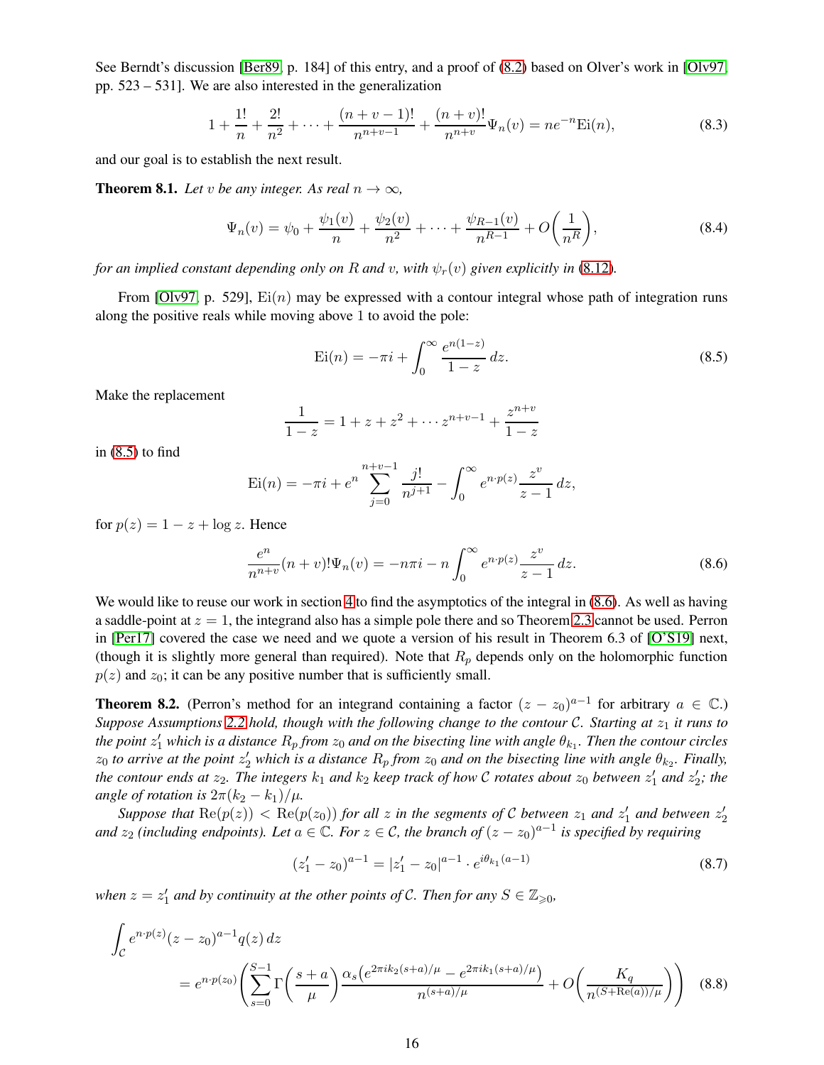See Berndt's discussion [Ber89, p. 184] of this entry, and a proof of (8.2) based on Olver's work in [Olv97, pp. 523 – 531]. We are also interested in the generalization

$$1+\frac{1!}{n}+\frac{2!}{n^2}+\cdots+\frac{(n+v-1)!}{n^{n+v-1}}+\frac{(n+v)!}{n^{n+v}}\Psi_n(v)=ne^{-n}\mathrm{Ei}(n), \tag{8.3}$$

and our goal is to establish the next result.

**Theorem 8.1.** *Let $v$ be any integer. As real $n\to\infty$,*

$$\Psi_n(v)=\psi_0+\frac{\psi_1(v)}{n}+\frac{\psi_2(v)}{n^2}+\cdots+\frac{\psi_{R-1}(v)}{n^{R-1}}+O\biggl(\frac{1}{n^R}\biggr), \tag{8.4}$$

*for an implied constant depending only on $R$ and $v$, with $\psi_r(v)$ given explicitly in (8.12).*

From [Olv97, p. 529], $\mathrm{Ei}(n)$ may be expressed with a contour integral whose path of integration runs along the positive reals while moving above 1 to avoid the pole:

$$\mathrm{Ei}(n)=-\pi i+\int_0^\infty \frac{e^{n(1-z)}}{1-z}\,dz. \tag{8.5}$$

Make the replacement

$$\frac{1}{1-z}=1+z+z^2+\cdots z^{n+v-1}+\frac{z^{n+v}}{1-z}$$

in (8.5) to find

$$\mathrm{Ei}(n)=-\pi i+e^n\sum_{j=0}^{n+v-1}\frac{j!}{n^{j+1}}-\int_0^\infty e^{n\cdot p(z)}\frac{z^v}{z-1}\,dz,$$

for $p(z)=1-z+\log z$. Hence

$$\frac{e^n}{n^{n+v}}(n+v)!\Psi_n(v)=-n\pi i-n\int_0^\infty e^{n\cdot p(z)}\frac{z^v}{z-1}\,dz. \tag{8.6}$$

We would like to reuse our work in section 4 to find the asymptotics of the integral in (8.6). As well as having a saddle-point at $z=1$, the integrand also has a simple pole there and so Theorem 2.3 cannot be used. Perron in [Per17] covered the case we need and we quote a version of his result in Theorem 6.3 of [O'S19] next, (though it is slightly more general than required). Note that $R_p$ depends only on the holomorphic function $p(z)$ and $z_0$; it can be any positive number that is sufficiently small.

**Theorem 8.2.** (Perron's method for an integrand containing a factor $(z-z_0)^{a-1}$ for arbitrary $a\in\mathbb{C}$.) *Suppose Assumptions 2.2 hold, though with the following change to the contour $\mathcal{C}$. Starting at $z_1$ it runs to the point $z_1'$ which is a distance $R_p$ from $z_0$ and on the bisecting line with angle $\theta_{k_1}$. Then the contour circles $z_0$ to arrive at the point $z_2'$ which is a distance $R_p$ from $z_0$ and on the bisecting line with angle $\theta_{k_2}$. Finally, the contour ends at $z_2$. The integers $k_1$ and $k_2$ keep track of how $\mathcal{C}$ rotates about $z_0$ between $z_1'$ and $z_2'$; the angle of rotation is $2\pi(k_2-k_1)/\mu$.*

*Suppose that $\mathrm{Re}(p(z))<\mathrm{Re}(p(z_0))$ for all $z$ in the segments of $\mathcal{C}$ between $z_1$ and $z_1'$ and between $z_2'$ and $z_2$ (including endpoints). Let $a\in\mathbb{C}$. For $z\in\mathcal{C}$, the branch of $(z-z_0)^{a-1}$ is specified by requiring*

$$(z_1'-z_0)^{a-1}=|z_1'-z_0|^{a-1}\cdot e^{i\theta_{k_1}(a-1)} \tag{8.7}$$

*when $z=z_1'$ and by continuity at the other points of $\mathcal{C}$. Then for any $S\in\mathbb{Z}_{\geqslant 0}$,*

$$\int_{\mathcal{C}} e^{n\cdot p(z)}(z-z_0)^{a-1}q(z)\,dz$$
$$=e^{n\cdot p(z_0)}\left(\sum_{s=0}^{S-1}\Gamma\biggl(\frac{s+a}{\mu}\biggr)\frac{\alpha_s\bigl(e^{2\pi ik_2(s+a)/\mu}-e^{2\pi ik_1(s+a)/\mu}\bigr)}{n^{(s+a)/\mu}}+O\biggl(\frac{K_q}{n^{(S+\mathrm{Re}(a))/\mu}}\biggr)\right) \tag{8.8}$$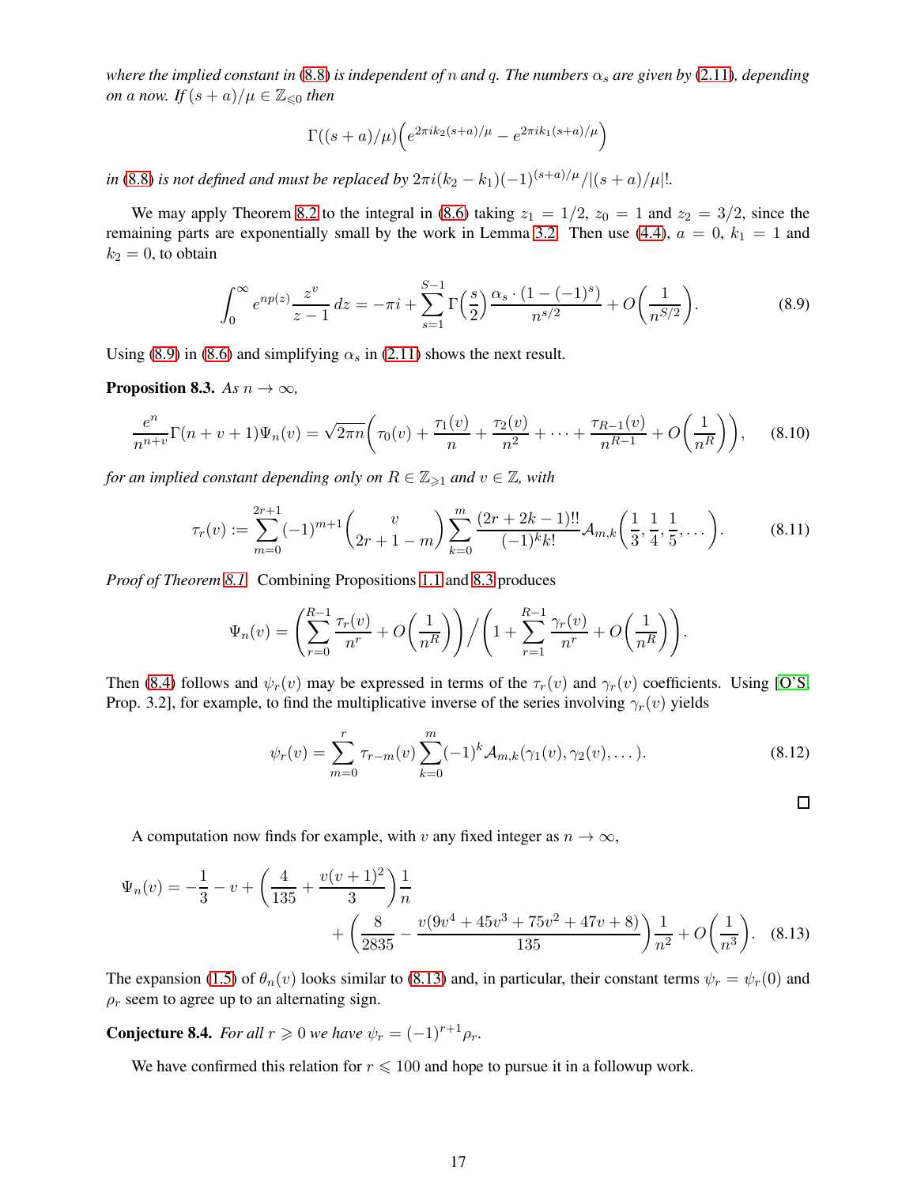*where the implied constant in (8.8) is independent of $n$ and $q$. The numbers $\alpha_s$ are given by (2.11), depending on $a$ now. If $(s+a)/\mu \in \mathbb{Z}_{\leqslant 0}$ then*

$$\Gamma((s+a)/\mu)\Big(e^{2\pi i k_2 (s+a)/\mu} - e^{2\pi i k_1 (s+a)/\mu}\Big)$$

*in (8.8) is not defined and must be replaced by $2\pi i(k_2-k_1)(-1)^{(s+a)/\mu}/|(s+a)/\mu|!$.*

We may apply Theorem 8.2 to the integral in (8.6) taking $z_1 = 1/2$, $z_0 = 1$ and $z_2 = 3/2$, since the remaining parts are exponentially small by the work in Lemma 3.2. Then use (4.4), $a = 0$, $k_1 = 1$ and $k_2 = 0$, to obtain

$$\int_0^\infty e^{np(z)} \frac{z^v}{z-1}\, dz = -\pi i + \sum_{s=1}^{S-1} \Gamma\Big(\frac{s}{2}\Big) \frac{\alpha_s \cdot (1-(-1)^s)}{n^{s/2}} + O\Big(\frac{1}{n^{S/2}}\Big). \tag{8.9}$$

Using (8.9) in (8.6) and simplifying $\alpha_s$ in (2.11) shows the next result.

**Proposition 8.3.** *As $n \to \infty$,*

$$\frac{e^n}{n^{n+v}} \Gamma(n+v+1)\Psi_n(v) = \sqrt{2\pi n}\Big(\tau_0(v) + \frac{\tau_1(v)}{n} + \frac{\tau_2(v)}{n^2} + \cdots + \frac{\tau_{R-1}(v)}{n^{R-1}} + O\Big(\frac{1}{n^R}\Big)\Big), \tag{8.10}$$

*for an implied constant depending only on $R \in \mathbb{Z}_{\geqslant 1}$ and $v \in \mathbb{Z}$, with*

$$\tau_r(v) := \sum_{m=0}^{2r+1} (-1)^{m+1} \binom{v}{2r+1-m} \sum_{k=0}^{m} \frac{(2r+2k-1)!!}{(-1)^k k!} \mathcal{A}_{m,k}\Big(\frac{1}{3}, \frac{1}{4}, \frac{1}{5}, \dots\Big). \tag{8.11}$$

*Proof of Theorem 8.1.* Combining Propositions 1.1 and 8.3 produces

$$\Psi_n(v) = \left(\sum_{r=0}^{R-1} \frac{\tau_r(v)}{n^r} + O\Big(\frac{1}{n^R}\Big)\right) \Big/ \left(1 + \sum_{r=1}^{R-1} \frac{\gamma_r(v)}{n^r} + O\Big(\frac{1}{n^R}\Big)\right).$$

Then (8.4) follows and $\psi_r(v)$ may be expressed in terms of the $\tau_r(v)$ and $\gamma_r(v)$ coefficients. Using [O'S, Prop. 3.2], for example, to find the multiplicative inverse of the series involving $\gamma_r(v)$ yields

$$\psi_r(v) = \sum_{m=0}^{r} \tau_{r-m}(v) \sum_{k=0}^{m} (-1)^k \mathcal{A}_{m,k}(\gamma_1(v), \gamma_2(v), \dots). \tag{8.12}$$

$\square$

A computation now finds for example, with $v$ any fixed integer as $n \to \infty$,

$$\Psi_n(v) = -\frac{1}{3} - v + \left(\frac{4}{135} + \frac{v(v+1)^2}{3}\right)\frac{1}{n} + \left(\frac{8}{2835} - \frac{v(9v^4+45v^3+75v^2+47v+8)}{135}\right)\frac{1}{n^2} + O\Big(\frac{1}{n^3}\Big). \tag{8.13}$$

The expansion (1.5) of $\theta_n(v)$ looks similar to (8.13) and, in particular, their constant terms $\psi_r = \psi_r(0)$ and $\rho_r$ seem to agree up to an alternating sign.

**Conjecture 8.4.** *For all $r \geqslant 0$ we have $\psi_r = (-1)^{r+1}\rho_r$.*

We have confirmed this relation for $r \leqslant 100$ and hope to pursue it in a followup work.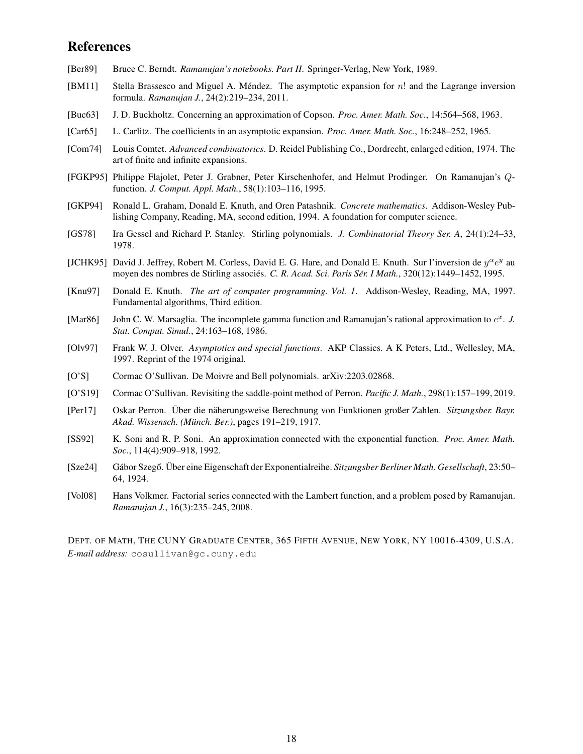# References

[Ber89] Bruce C. Berndt. *Ramanujan's notebooks. Part II*. Springer-Verlag, New York, 1989.

[BM11] Stella Brassesco and Miguel A. Méndez. The asymptotic expansion for $n!$ and the Lagrange inversion formula. *Ramanujan J.*, 24(2):219–234, 2011.

[Buc63] J. D. Buckholtz. Concerning an approximation of Copson. *Proc. Amer. Math. Soc.*, 14:564–568, 1963.

[Car65] L. Carlitz. The coefficients in an asymptotic expansion. *Proc. Amer. Math. Soc.*, 16:248–252, 1965.

[Com74] Louis Comtet. *Advanced combinatorics*. D. Reidel Publishing Co., Dordrecht, enlarged edition, 1974. The art of finite and infinite expansions.

[FGKP95] Philippe Flajolet, Peter J. Grabner, Peter Kirschenhofer, and Helmut Prodinger. On Ramanujan's $Q$-function. *J. Comput. Appl. Math.*, 58(1):103–116, 1995.

[GKP94] Ronald L. Graham, Donald E. Knuth, and Oren Patashnik. *Concrete mathematics*. Addison-Wesley Publishing Company, Reading, MA, second edition, 1994. A foundation for computer science.

[GS78] Ira Gessel and Richard P. Stanley. Stirling polynomials. *J. Combinatorial Theory Ser. A*, 24(1):24–33, 1978.

[JCHK95] David J. Jeffrey, Robert M. Corless, David E. G. Hare, and Donald E. Knuth. Sur l'inversion de $y^\alpha e^y$ au moyen des nombres de Stirling associés. *C. R. Acad. Sci. Paris Sér. I Math.*, 320(12):1449–1452, 1995.

[Knu97] Donald E. Knuth. *The art of computer programming. Vol. 1*. Addison-Wesley, Reading, MA, 1997. Fundamental algorithms, Third edition.

[Mar86] John C. W. Marsaglia. The incomplete gamma function and Ramanujan's rational approximation to $e^x$. *J. Stat. Comput. Simul.*, 24:163–168, 1986.

[Olv97] Frank W. J. Olver. *Asymptotics and special functions*. AKP Classics. A K Peters, Ltd., Wellesley, MA, 1997. Reprint of the 1974 original.

[O'S] Cormac O'Sullivan. De Moivre and Bell polynomials. arXiv:2203.02868.

[O'S19] Cormac O'Sullivan. Revisiting the saddle-point method of Perron. *Pacific J. Math.*, 298(1):157–199, 2019.

[Per17] Oskar Perron. Über die näherungsweise Berechnung von Funktionen großer Zahlen. *Sitzungsber. Bayr. Akad. Wissensch. (Münch. Ber.)*, pages 191–219, 1917.

[SS92] K. Soni and R. P. Soni. An approximation connected with the exponential function. *Proc. Amer. Math. Soc.*, 114(4):909–918, 1992.

[Sze24] Gábor Szegő. Über eine Eigenschaft der Exponentialreihe. *Sitzungsber Berliner Math. Gesellschaft*, 23:50–64, 1924.

[Vol08] Hans Volkmer. Factorial series connected with the Lambert function, and a problem posed by Ramanujan. *Ramanujan J.*, 16(3):235–245, 2008.

DEPT. OF MATH, THE CUNY GRADUATE CENTER, 365 FIFTH AVENUE, NEW YORK, NY 10016-4309, U.S.A.
*E-mail address:* cosullivan@gc.cuny.edu